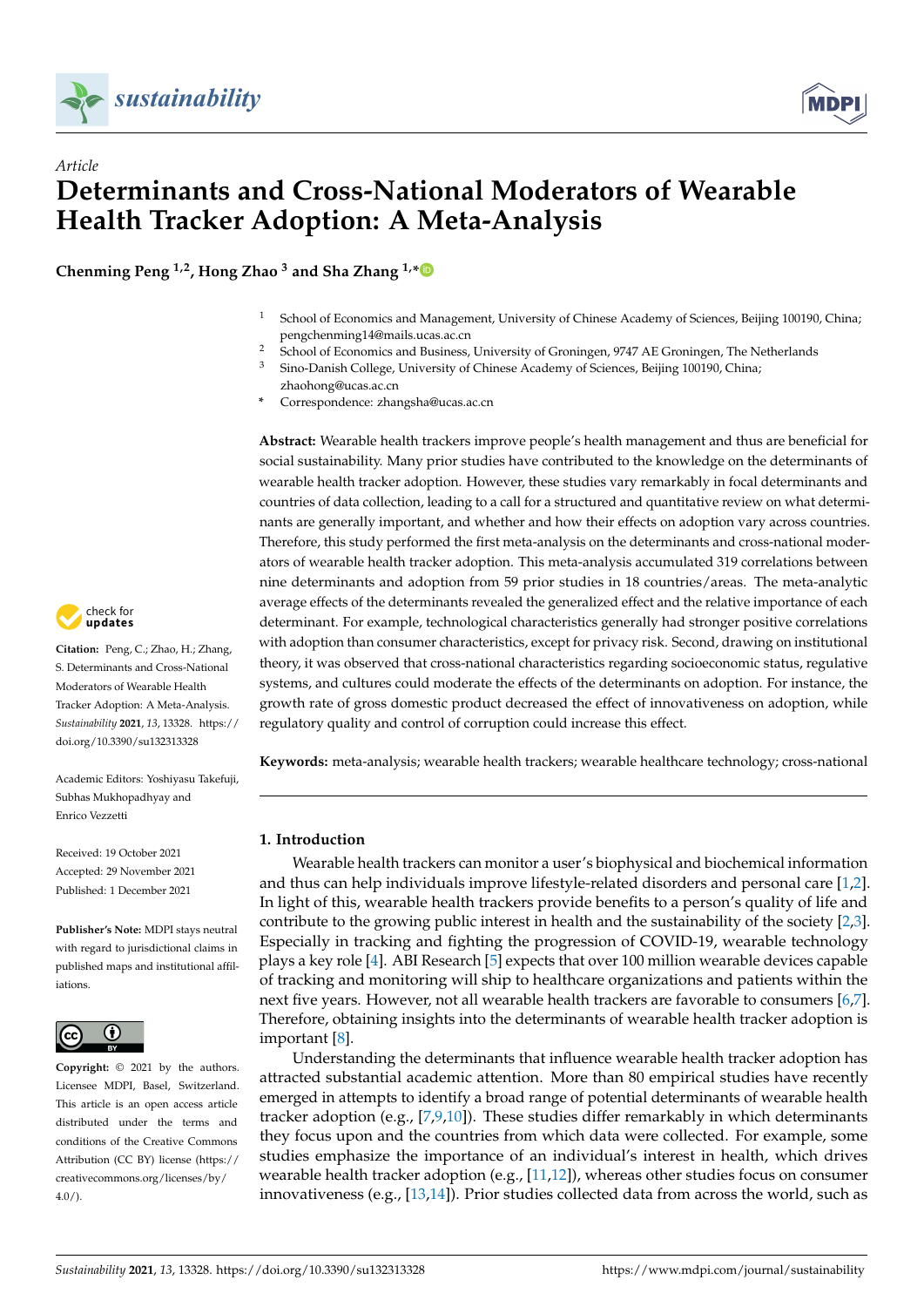*Article*

# Determinants and Cross-National Moderators of Wearable Health Tracker Adoption: A Meta-Analysis

**Chenming Peng [1,2], Hong Zhao [3] and Sha Zhang [1,*]**

[1] School of Economics and Management, University of Chinese Academy of Sciences, Beijing 100190, China; pengchenming14@mails.ucas.ac.cn
[2] School of Economics and Business, University of Groningen, 9747 AE Groningen, The Netherlands
[3] Sino-Danish College, University of Chinese Academy of Sciences, Beijing 100190, China; zhaohong@ucas.ac.cn
* Correspondence: zhangsha@ucas.ac.cn

**Citation:** Peng, C.; Zhao, H.; Zhang, S. Determinants and Cross-National Moderators of Wearable Health Tracker Adoption: A Meta-Analysis. *Sustainability* **2021**, *13*, 13328. https://doi.org/10.3390/su132313328

Academic Editors: Yoshiyasu Takefuji, Subhas Mukhopadhyay and Enrico Vezzetti

Received: 19 October 2021
Accepted: 29 November 2021
Published: 1 December 2021

**Publisher's Note:** MDPI stays neutral with regard to jurisdictional claims in published maps and institutional affiliations.

**Copyright:** © 2021 by the authors. Licensee MDPI, Basel, Switzerland. This article is an open access article distributed under the terms and conditions of the Creative Commons Attribution (CC BY) license (https://creativecommons.org/licenses/by/4.0/).

**Abstract:** Wearable health trackers improve people's health management and thus are beneficial for social sustainability. Many prior studies have contributed to the knowledge on the determinants of wearable health tracker adoption. However, these studies vary remarkably in focal determinants and countries of data collection, leading to a call for a structured and quantitative review on what determinants are generally important, and whether and how their effects on adoption vary across countries. Therefore, this study performed the first meta-analysis on the determinants and cross-national moderators of wearable health tracker adoption. This meta-analysis accumulated 319 correlations between nine determinants and adoption from 59 prior studies in 18 countries/areas. The meta-analytic average effects of the determinants revealed the generalized effect and the relative importance of each determinant. For example, technological characteristics generally had stronger positive correlations with adoption than consumer characteristics, except for privacy risk. Second, drawing on institutional theory, it was observed that cross-national characteristics regarding socioeconomic status, regulative systems, and cultures could moderate the effects of the determinants on adoption. For instance, the growth rate of gross domestic product decreased the effect of innovativeness on adoption, while regulatory quality and control of corruption could increase this effect.

**Keywords:** meta-analysis; wearable health trackers; wearable healthcare technology; cross-national

## 1. Introduction

Wearable health trackers can monitor a user's biophysical and biochemical information and thus can help individuals improve lifestyle-related disorders and personal care [1,2]. In light of this, wearable health trackers provide benefits to a person's quality of life and contribute to the growing public interest in health and the sustainability of the society [2,3]. Especially in tracking and fighting the progression of COVID-19, wearable technology plays a key role [4]. ABI Research [5] expects that over 100 million wearable devices capable of tracking and monitoring will ship to healthcare organizations and patients within the next five years. However, not all wearable health trackers are favorable to consumers [6,7]. Therefore, obtaining insights into the determinants of wearable health tracker adoption is important [8].

Understanding the determinants that influence wearable health tracker adoption has attracted substantial academic attention. More than 80 empirical studies have recently emerged in attempts to identify a broad range of potential determinants of wearable health tracker adoption (e.g., [7,9,10]). These studies differ remarkably in which determinants they focus upon and the countries from which data were collected. For example, some studies emphasize the importance of an individual's interest in health, which drives wearable health tracker adoption (e.g., [11,12]), whereas other studies focus on consumer innovativeness (e.g., [13,14]). Prior studies collected data from across the world, such as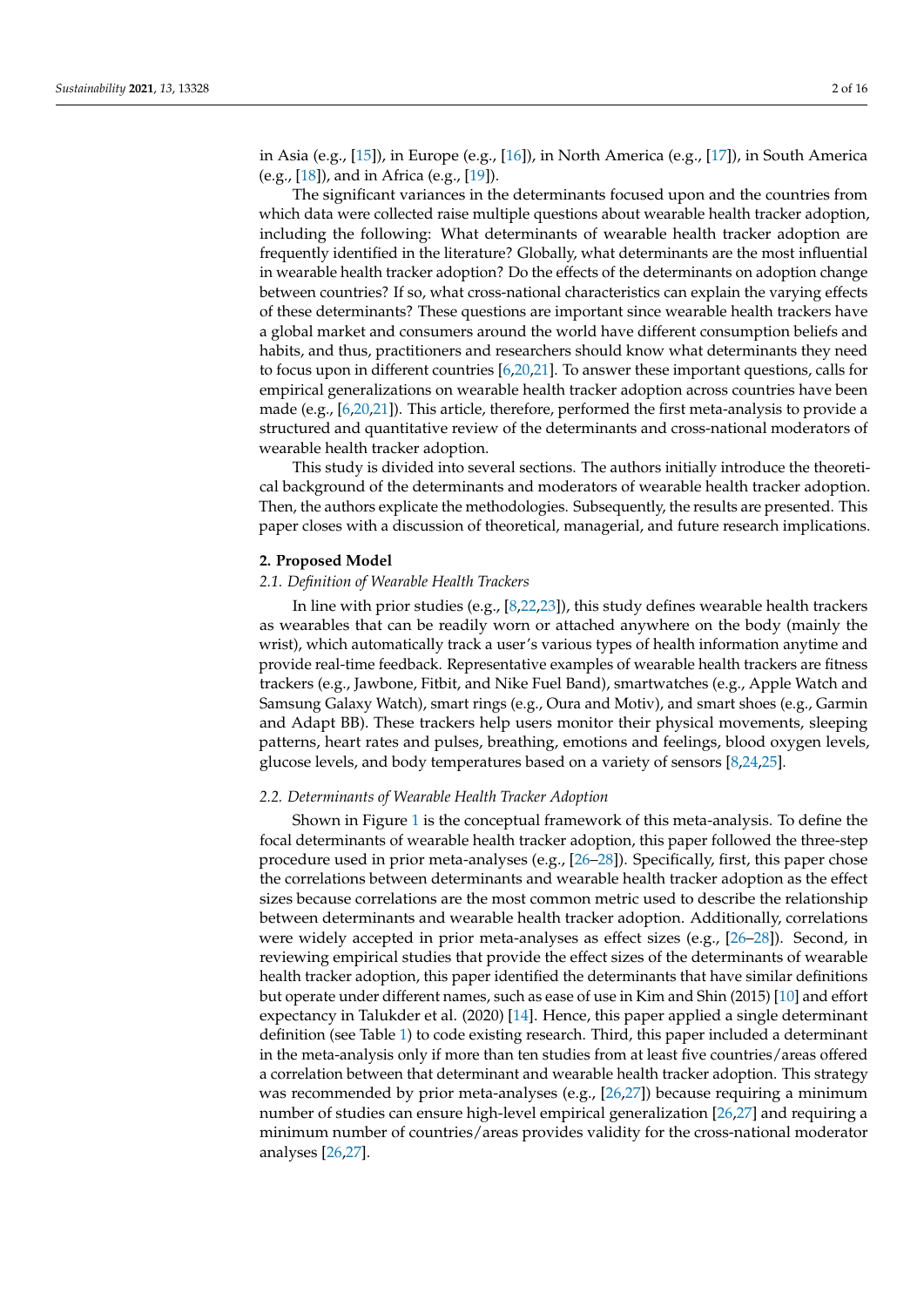in Asia (e.g., [15]), in Europe (e.g., [16]), in North America (e.g., [17]), in South America (e.g., [18]), and in Africa (e.g., [19]).

The significant variances in the determinants focused upon and the countries from which data were collected raise multiple questions about wearable health tracker adoption, including the following: What determinants of wearable health tracker adoption are frequently identified in the literature? Globally, what determinants are the most influential in wearable health tracker adoption? Do the effects of the determinants on adoption change between countries? If so, what cross-national characteristics can explain the varying effects of these determinants? These questions are important since wearable health trackers have a global market and consumers around the world have different consumption beliefs and habits, and thus, practitioners and researchers should know what determinants they need to focus upon in different countries [6,20,21]. To answer these important questions, calls for empirical generalizations on wearable health tracker adoption across countries have been made (e.g., [6,20,21]). This article, therefore, performed the first meta-analysis to provide a structured and quantitative review of the determinants and cross-national moderators of wearable health tracker adoption.

This study is divided into several sections. The authors initially introduce the theoretical background of the determinants and moderators of wearable health tracker adoption. Then, the authors explicate the methodologies. Subsequently, the results are presented. This paper closes with a discussion of theoretical, managerial, and future research implications.

## 2. Proposed Model

### 2.1. Definition of Wearable Health Trackers

In line with prior studies (e.g., [8,22,23]), this study defines wearable health trackers as wearables that can be readily worn or attached anywhere on the body (mainly the wrist), which automatically track a user's various types of health information anytime and provide real-time feedback. Representative examples of wearable health trackers are fitness trackers (e.g., Jawbone, Fitbit, and Nike Fuel Band), smartwatches (e.g., Apple Watch and Samsung Galaxy Watch), smart rings (e.g., Oura and Motiv), and smart shoes (e.g., Garmin and Adapt BB). These trackers help users monitor their physical movements, sleeping patterns, heart rates and pulses, breathing, emotions and feelings, blood oxygen levels, glucose levels, and body temperatures based on a variety of sensors [8,24,25].

### 2.2. Determinants of Wearable Health Tracker Adoption

Shown in Figure 1 is the conceptual framework of this meta-analysis. To define the focal determinants of wearable health tracker adoption, this paper followed the three-step procedure used in prior meta-analyses (e.g., [26–28]). Specifically, first, this paper chose the correlations between determinants and wearable health tracker adoption as the effect sizes because correlations are the most common metric used to describe the relationship between determinants and wearable health tracker adoption. Additionally, correlations were widely accepted in prior meta-analyses as effect sizes (e.g., [26–28]). Second, in reviewing empirical studies that provide the effect sizes of the determinants of wearable health tracker adoption, this paper identified the determinants that have similar definitions but operate under different names, such as ease of use in Kim and Shin (2015) [10] and effort expectancy in Talukder et al. (2020) [14]. Hence, this paper applied a single determinant definition (see Table 1) to code existing research. Third, this paper included a determinant in the meta-analysis only if more than ten studies from at least five countries/areas offered a correlation between that determinant and wearable health tracker adoption. This strategy was recommended by prior meta-analyses (e.g., [26,27]) because requiring a minimum number of studies can ensure high-level empirical generalization [26,27] and requiring a minimum number of countries/areas provides validity for the cross-national moderator analyses [26,27].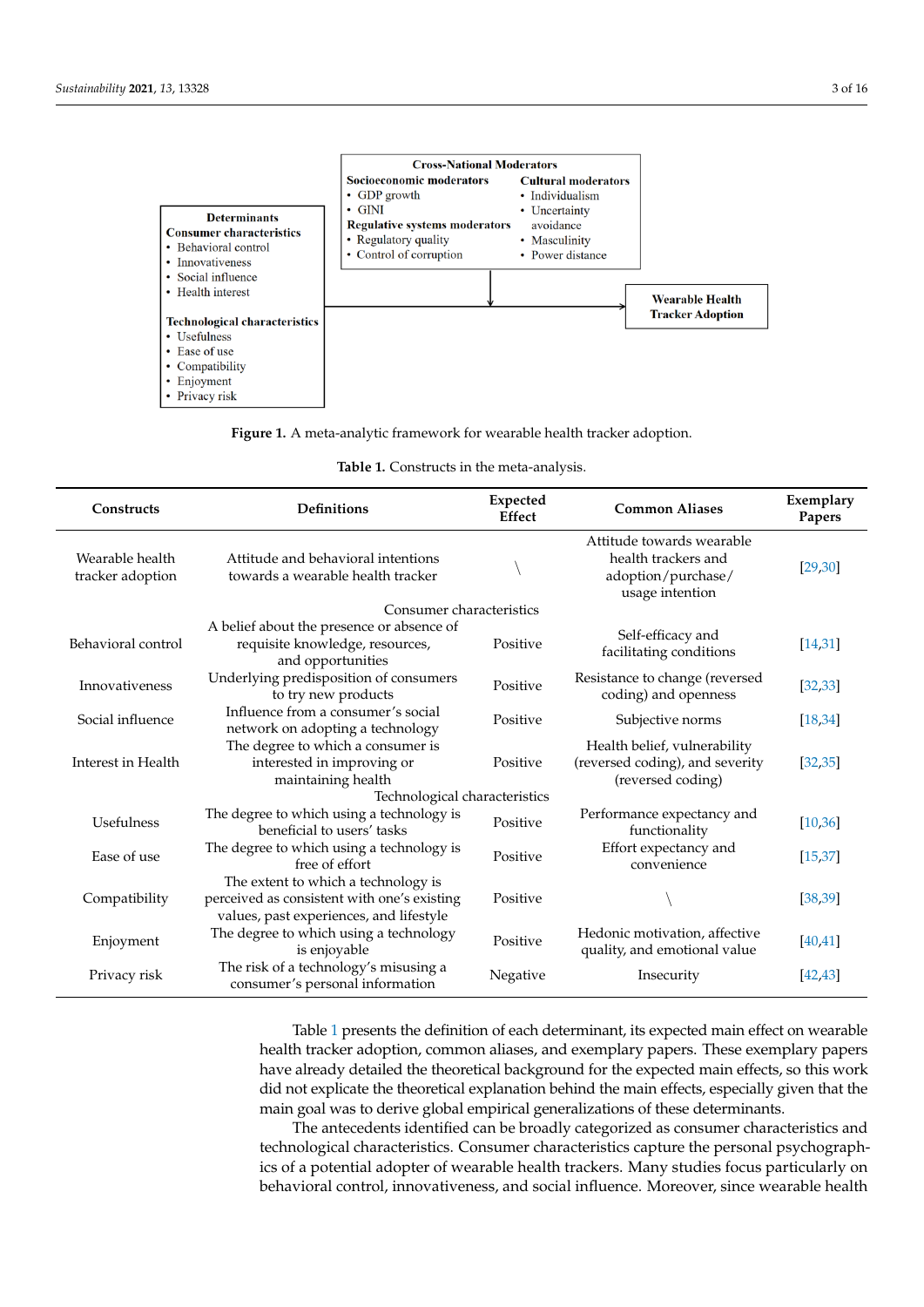**Cross-National Moderators**

**Socioeconomic moderators**
- GDP growth
- GINI

**Regulative systems moderators**
- Regulatory quality
- Control of corruption

**Cultural moderators**
- Individualism
- Uncertainty avoidance
- Masculinity
- Power distance

**Determinants**

**Consumer characteristics**
- Behavioral control
- Innovativeness
- Social influence
- Health interest

**Technological characteristics**
- Usefulness
- Ease of use
- Compatibility
- Enjoyment
- Privacy risk

**Wearable Health Tracker Adoption**

**Figure 1.** A meta-analytic framework for wearable health tracker adoption.

**Table 1.** Constructs in the meta-analysis.

| Constructs | Definitions | Expected Effect | Common Aliases | Exemplary Papers |
|---|---|---|---|---|
| Wearable health tracker adoption | Attitude and behavioral intentions towards a wearable health tracker | \ | Attitude towards wearable health trackers and adoption/purchase/usage intention | [29,30] |
| | Consumer characteristics | | | |
| Behavioral control | A belief about the presence or absence of requisite knowledge, resources, and opportunities | Positive | Self-efficacy and facilitating conditions | [14,31] |
| Innovativeness | Underlying predisposition of consumers to try new products | Positive | Resistance to change (reversed coding) and openness | [32,33] |
| Social influence | Influence from a consumer's social network on adopting a technology | Positive | Subjective norms | [18,34] |
| Interest in Health | The degree to which a consumer is interested in improving or maintaining health | Positive | Health belief, vulnerability (reversed coding), and severity (reversed coding) | [32,35] |
| | Technological characteristics | | | |
| Usefulness | The degree to which using a technology is beneficial to users' tasks | Positive | Performance expectancy and functionality | [10,36] |
| Ease of use | The degree to which using a technology is free of effort | Positive | Effort expectancy and convenience | [15,37] |
| Compatibility | The extent to which a technology is perceived as consistent with one's existing values, past experiences, and lifestyle | Positive | \ | [38,39] |
| Enjoyment | The degree to which using a technology is enjoyable | Positive | Hedonic motivation, affective quality, and emotional value | [40,41] |
| Privacy risk | The risk of a technology's misusing a consumer's personal information | Negative | Insecurity | [42,43] |

Table 1 presents the definition of each determinant, its expected main effect on wearable health tracker adoption, common aliases, and exemplary papers. These exemplary papers have already detailed the theoretical background for the expected main effects, so this work did not explicate the theoretical explanation behind the main effects, especially given that the main goal was to derive global empirical generalizations of these determinants.

The antecedents identified can be broadly categorized as consumer characteristics and technological characteristics. Consumer characteristics capture the personal psychographics of a potential adopter of wearable health trackers. Many studies focus particularly on behavioral control, innovativeness, and social influence. Moreover, since wearable health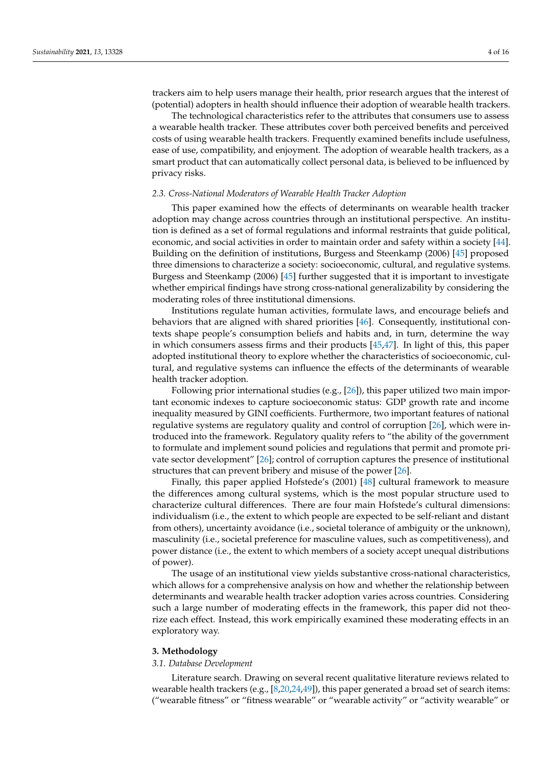trackers aim to help users manage their health, prior research argues that the interest of (potential) adopters in health should influence their adoption of wearable health trackers.

The technological characteristics refer to the attributes that consumers use to assess a wearable health tracker. These attributes cover both perceived benefits and perceived costs of using wearable health trackers. Frequently examined benefits include usefulness, ease of use, compatibility, and enjoyment. The adoption of wearable health trackers, as a smart product that can automatically collect personal data, is believed to be influenced by privacy risks.

### *2.3. Cross-National Moderators of Wearable Health Tracker Adoption*

This paper examined how the effects of determinants on wearable health tracker adoption may change across countries through an institutional perspective. An institution is defined as a set of formal regulations and informal restraints that guide political, economic, and social activities in order to maintain order and safety within a society [44]. Building on the definition of institutions, Burgess and Steenkamp (2006) [45] proposed three dimensions to characterize a society: socioeconomic, cultural, and regulative systems. Burgess and Steenkamp (2006) [45] further suggested that it is important to investigate whether empirical findings have strong cross-national generalizability by considering the moderating roles of three institutional dimensions.

Institutions regulate human activities, formulate laws, and encourage beliefs and behaviors that are aligned with shared priorities [46]. Consequently, institutional contexts shape people's consumption beliefs and habits and, in turn, determine the way in which consumers assess firms and their products [45,47]. In light of this, this paper adopted institutional theory to explore whether the characteristics of socioeconomic, cultural, and regulative systems can influence the effects of the determinants of wearable health tracker adoption.

Following prior international studies (e.g., [26]), this paper utilized two main important economic indexes to capture socioeconomic status: GDP growth rate and income inequality measured by GINI coefficients. Furthermore, two important features of national regulative systems are regulatory quality and control of corruption [26], which were introduced into the framework. Regulatory quality refers to "the ability of the government to formulate and implement sound policies and regulations that permit and promote private sector development" [26]; control of corruption captures the presence of institutional structures that can prevent bribery and misuse of the power [26].

Finally, this paper applied Hofstede's (2001) [48] cultural framework to measure the differences among cultural systems, which is the most popular structure used to characterize cultural differences. There are four main Hofstede's cultural dimensions: individualism (i.e., the extent to which people are expected to be self-reliant and distant from others), uncertainty avoidance (i.e., societal tolerance of ambiguity or the unknown), masculinity (i.e., societal preference for masculine values, such as competitiveness), and power distance (i.e., the extent to which members of a society accept unequal distributions of power).

The usage of an institutional view yields substantive cross-national characteristics, which allows for a comprehensive analysis on how and whether the relationship between determinants and wearable health tracker adoption varies across countries. Considering such a large number of moderating effects in the framework, this paper did not theorize each effect. Instead, this work empirically examined these moderating effects in an exploratory way.

## 3. Methodology

### *3.1. Database Development*

Literature search. Drawing on several recent qualitative literature reviews related to wearable health trackers (e.g., [8,20,24,49]), this paper generated a broad set of search items: ("wearable fitness" or "fitness wearable" or "wearable activity" or "activity wearable" or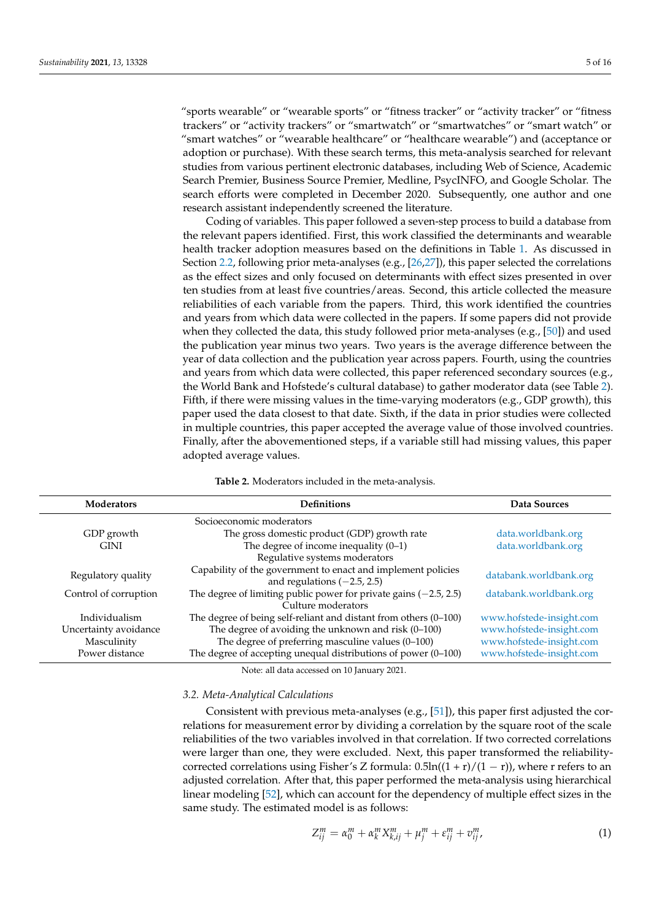"sports wearable" or "wearable sports" or "fitness tracker" or "activity tracker" or "fitness trackers" or "activity trackers" or "smartwatch" or "smartwatches" or "smart watch" or "smart watches" or "wearable healthcare" or "healthcare wearable") and (acceptance or adoption or purchase). With these search terms, this meta-analysis searched for relevant studies from various pertinent electronic databases, including Web of Science, Academic Search Premier, Business Source Premier, Medline, PsycINFO, and Google Scholar. The search efforts were completed in December 2020. Subsequently, one author and one research assistant independently screened the literature.

Coding of variables. This paper followed a seven-step process to build a database from the relevant papers identified. First, this work classified the determinants and wearable health tracker adoption measures based on the definitions in Table 1. As discussed in Section 2.2, following prior meta-analyses (e.g., [26,27]), this paper selected the correlations as the effect sizes and only focused on determinants with effect sizes presented in over ten studies from at least five countries/areas. Second, this article collected the measure reliabilities of each variable from the papers. Third, this work identified the countries and years from which data were collected in the papers. If some papers did not provide when they collected the data, this study followed prior meta-analyses (e.g., [50]) and used the publication year minus two years. Two years is the average difference between the year of data collection and the publication year across papers. Fourth, using the countries and years from which data were collected, this paper referenced secondary sources (e.g., the World Bank and Hofstede's cultural database) to gather moderator data (see Table 2). Fifth, if there were missing values in the time-varying moderators (e.g., GDP growth), this paper used the data closest to that date. Sixth, if the data in prior studies were collected in multiple countries, this paper accepted the average value of those involved countries. Finally, after the abovementioned steps, if a variable still had missing values, this paper adopted average values.

**Table 2.** Moderators included in the meta-analysis.

| Moderators | Definitions | Data Sources |
| --- | --- | --- |
| | Socioeconomic moderators | |
| GDP growth | The gross domestic product (GDP) growth rate | data.worldbank.org |
| GINI | The degree of income inequality (0–1) | data.worldbank.org |
| | Regulative systems moderators | |
| Regulatory quality | Capability of the government to enact and implement policies and regulations (−2.5, 2.5) | databank.worldbank.org |
| Control of corruption | The degree of limiting public power for private gains (−2.5, 2.5) | databank.worldbank.org |
| | Culture moderators | |
| Individualism | The degree of being self-reliant and distant from others (0–100) | www.hofstede-insight.com |
| Uncertainty avoidance | The degree of avoiding the unknown and risk (0–100) | www.hofstede-insight.com |
| Masculinity | The degree of preferring masculine values (0–100) | www.hofstede-insight.com |
| Power distance | The degree of accepting unequal distributions of power (0–100) | www.hofstede-insight.com |

Note: all data accessed on 10 January 2021.

### 3.2. Meta-Analytical Calculations

Consistent with previous meta-analyses (e.g., [51]), this paper first adjusted the correlations for measurement error by dividing a correlation by the square root of the scale reliabilities of the two variables involved in that correlation. If two corrected correlations were larger than one, they were excluded. Next, this paper transformed the reliability-corrected correlations using Fisher's Z formula: $0.5\ln((1 + r)/(1 - r))$, where r refers to an adjusted correlation. After that, this paper performed the meta-analysis using hierarchical linear modeling [52], which can account for the dependency of multiple effect sizes in the same study. The estimated model is as follows:

$$Z_{ij}^{m} = \alpha_0^{m} + \alpha_k^{m} X_{k,ij}^{m} + \mu_j^{m} + \varepsilon_{ij}^{m} + v_{ij}^{m}, \tag{1}$$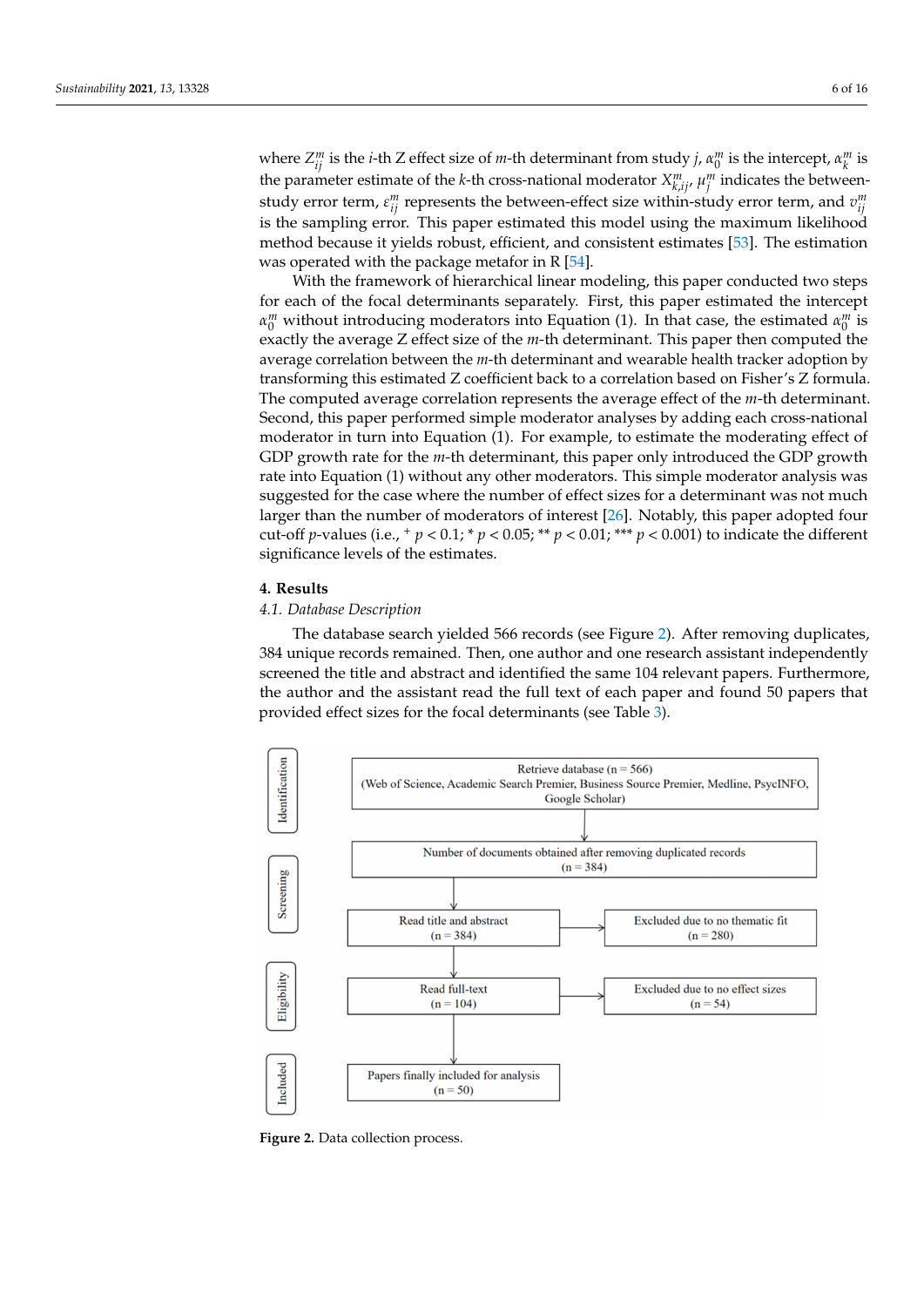where $Z_{ij}^m$ is the $i$-th Z effect size of $m$-th determinant from study $j$, $\alpha_0^m$ is the intercept, $\alpha_k^m$ is the parameter estimate of the $k$-th cross-national moderator $X_{k,ij}^m$, $\mu_j^m$ indicates the between-study error term, $\varepsilon_{ij}^m$ represents the between-effect size within-study error term, and $v_{ij}^m$ is the sampling error. This paper estimated this model using the maximum likelihood method because it yields robust, efficient, and consistent estimates [53]. The estimation was operated with the package metafor in R [54].

With the framework of hierarchical linear modeling, this paper conducted two steps for each of the focal determinants separately. First, this paper estimated the intercept $\alpha_0^m$ without introducing moderators into Equation (1). In that case, the estimated $\alpha_0^m$ is exactly the average Z effect size of the $m$-th determinant. This paper then computed the average correlation between the $m$-th determinant and wearable health tracker adoption by transforming this estimated Z coefficient back to a correlation based on Fisher's Z formula. The computed average correlation represents the average effect of the $m$-th determinant. Second, this paper performed simple moderator analyses by adding each cross-national moderator in turn into Equation (1). For example, to estimate the moderating effect of GDP growth rate for the $m$-th determinant, this paper only introduced the GDP growth rate into Equation (1) without any other moderators. This simple moderator analysis was suggested for the case where the number of effect sizes for a determinant was not much larger than the number of moderators of interest [26]. Notably, this paper adopted four cut-off $p$-values (i.e., $^{+}$ $p < 0.1$; * $p < 0.05$; ** $p < 0.01$; *** $p < 0.001$) to indicate the different significance levels of the estimates.

## 4. Results

### 4.1. Database Description

The database search yielded 566 records (see Figure 2). After removing duplicates, 384 unique records remained. Then, one author and one research assistant independently screened the title and abstract and identified the same 104 relevant papers. Furthermore, the author and the assistant read the full text of each paper and found 50 papers that provided effect sizes for the focal determinants (see Table 3).

Identification: Retrieve database (n = 566) (Web of Science, Academic Search Premier, Business Source Premier, Medline, PsycINFO, Google Scholar)

Screening: Number of documents obtained after removing duplicated records (n = 384)

Read title and abstract (n = 384) → Excluded due to no thematic fit (n = 280)

Eligibility: Read full-text (n = 104) → Excluded due to no effect sizes (n = 54)

Included: Papers finally included for analysis (n = 50)

**Figure 2.** Data collection process.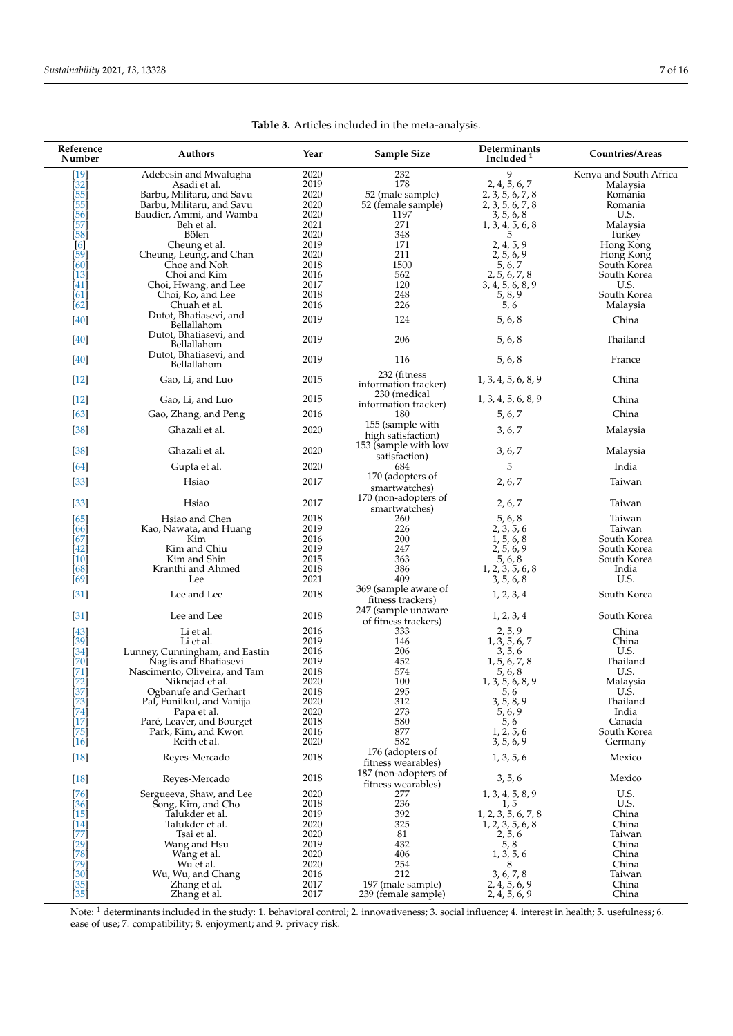**Table 3.** Articles included in the meta-analysis.

| Reference Number | Authors | Year | Sample Size | Determinants Included [1] | Countries/Areas |
|---|---|---|---|---|---|
| [19] | Adebesin and Mwalugha | 2020 | 232 | 9 | Kenya and South Africa |
| [32] | Asadi et al. | 2019 | 178 | 2, 4, 5, 6, 7 | Malaysia |
| [55] | Barbu, Militaru, and Savu | 2020 | 52 (male sample) | 2, 3, 5, 6, 7, 8 | Romania |
| [55] | Barbu, Militaru, and Savu | 2020 | 52 (female sample) | 2, 3, 5, 6, 7, 8 | Romania |
| [56] | Baudier, Ammi, and Wamba | 2020 | 1197 | 3, 5, 6, 8 | U.S. |
| [57] | Beh et al. | 2021 | 271 | 1, 3, 4, 5, 6, 8 | Malaysia |
| [58] | Bölen | 2020 | 348 | 5 | Turkey |
| [6] | Cheung et al. | 2019 | 171 | 2, 4, 5, 9 | Hong Kong |
| [59] | Cheung, Leung, and Chan | 2020 | 211 | 2, 5, 6, 9 | Hong Kong |
| [60] | Choe and Noh | 2018 | 1500 | 5, 6, 7 | South Korea |
| [13] | Choi and Kim | 2016 | 562 | 2, 5, 6, 7, 8 | South Korea |
| [41] | Choi, Hwang, and Lee | 2017 | 120 | 3, 4, 5, 6, 8, 9 | U.S. |
| [61] | Choi, Ko, and Lee | 2018 | 248 | 5, 8, 9 | South Korea |
| [62] | Chuah et al. | 2016 | 226 | 5, 6 | Malaysia |
| [40] | Dutot, Bhatiasevi, and Bellallahom | 2019 | 124 | 5, 6, 8 | China |
| [40] | Dutot, Bhatiasevi, and Bellallahom | 2019 | 206 | 5, 6, 8 | Thailand |
| [40] | Dutot, Bhatiasevi, and Bellallahom | 2019 | 116 | 5, 6, 8 | France |
| [12] | Gao, Li, and Luo | 2015 | 232 (fitness information tracker) | 1, 3, 4, 5, 6, 8, 9 | China |
| [12] | Gao, Li, and Luo | 2015 | 230 (medical information tracker) | 1, 3, 4, 5, 6, 8, 9 | China |
| [63] | Gao, Zhang, and Peng | 2016 | 180 | 5, 6, 7 | China |
| [38] | Ghazali et al. | 2020 | 155 (sample with high satisfaction) | 3, 6, 7 | Malaysia |
| [38] | Ghazali et al. | 2020 | 153 (sample with low satisfaction) | 3, 6, 7 | Malaysia |
| [64] | Gupta et al. | 2020 | 684 | 5 | India |
| [33] | Hsiao | 2017 | 170 (adopters of smartwatches) | 2, 6, 7 | Taiwan |
| [33] | Hsiao | 2017 | 170 (non-adopters of smartwatches) | 2, 6, 7 | Taiwan |
| [65] | Hsiao and Chen | 2018 | 260 | 5, 6, 8 | Taiwan |
| [66] | Kao, Nawata, and Huang | 2019 | 226 | 2, 3, 5, 6 | Taiwan |
| [67] | Kim | 2016 | 200 | 1, 5, 6, 8 | South Korea |
| [42] | Kim and Chiu | 2019 | 247 | 2, 5, 6, 9 | South Korea |
| [10] | Kim and Shin | 2015 | 363 | 5, 6, 8 | South Korea |
| [68] | Kranthi and Ahmed | 2018 | 386 | 1, 2, 3, 5, 6, 8 | India |
| [69] | Lee | 2021 | 409 | 3, 5, 6, 8 | U.S. |
| [31] | Lee and Lee | 2018 | 369 (sample aware of fitness trackers) | 1, 2, 3, 4 | South Korea |
| [31] | Lee and Lee | 2018 | 247 (sample unaware of fitness trackers) | 1, 2, 3, 4 | South Korea |
| [43] | Li et al. | 2016 | 333 | 2, 5, 9 | China |
| [39] | Li et al. | 2019 | 146 | 1, 3, 5, 6, 7 | China |
| [34] | Lunney, Cunningham, and Eastin | 2016 | 206 | 3, 5, 6 | U.S. |
| [70] | Naglis and Bhatiasevi | 2019 | 452 | 1, 5, 6, 7, 8 | Thailand |
| [71] | Nascimento, Oliveira, and Tam | 2018 | 574 | 5, 6, 8 | U.S. |
| [72] | Niknejad et al. | 2020 | 100 | 1, 3, 5, 6, 8, 9 | Malaysia |
| [37] | Ogbanufe and Gerhart | 2018 | 295 | 5, 6 | U.S. |
| [73] | Pal, Funilkul, and Vanijja | 2020 | 312 | 3, 5, 8, 9 | Thailand |
| [74] | Papa et al. | 2020 | 273 | 5, 6, 9 | India |
| [17] | Paré, Leaver, and Bourget | 2018 | 580 | 5, 6 | Canada |
| [75] | Park, Kim, and Kwon | 2016 | 877 | 1, 2, 5, 6 | South Korea |
| [16] | Reith et al. | 2020 | 582 | 3, 5, 6, 9 | Germany |
| [18] | Reyes-Mercado | 2018 | 176 (adopters of fitness wearables) | 1, 3, 5, 6 | Mexico |
| [18] | Reyes-Mercado | 2018 | 187 (non-adopters of fitness wearables) | 3, 5, 6 | Mexico |
| [76] | Sergueeva, Shaw, and Lee | 2020 | 277 | 1, 3, 4, 5, 8, 9 | U.S. |
| [36] | Song, Kim, and Cho | 2018 | 236 | 1, 5 | U.S. |
| [15] | Talukder et al. | 2019 | 392 | 1, 2, 3, 5, 6, 7, 8 | China |
| [14] | Talukder et al. | 2020 | 325 | 1, 2, 3, 5, 6, 8 | China |
| [77] | Tsai et al. | 2020 | 81 | 2, 5, 6 | Taiwan |
| [29] | Wang and Hsu | 2019 | 432 | 5, 8 | China |
| [78] | Wang et al. | 2020 | 406 | 1, 3, 5, 6 | China |
| [79] | Wu et al. | 2020 | 254 | 8 | China |
| [30] | Wu, Wu, and Chang | 2016 | 212 | 3, 6, 7, 8 | Taiwan |
| [35] | Zhang et al. | 2017 | 197 (male sample) | 2, 4, 5, 6, 9 | China |
| [35] | Zhang et al. | 2017 | 239 (female sample) | 2, 4, 5, 6, 9 | China |

Note: [1] determinants included in the study: 1. behavioral control; 2. innovativeness; 3. social influence; 4. interest in health; 5. usefulness; 6. ease of use; 7. compatibility; 8. enjoyment; and 9. privacy risk.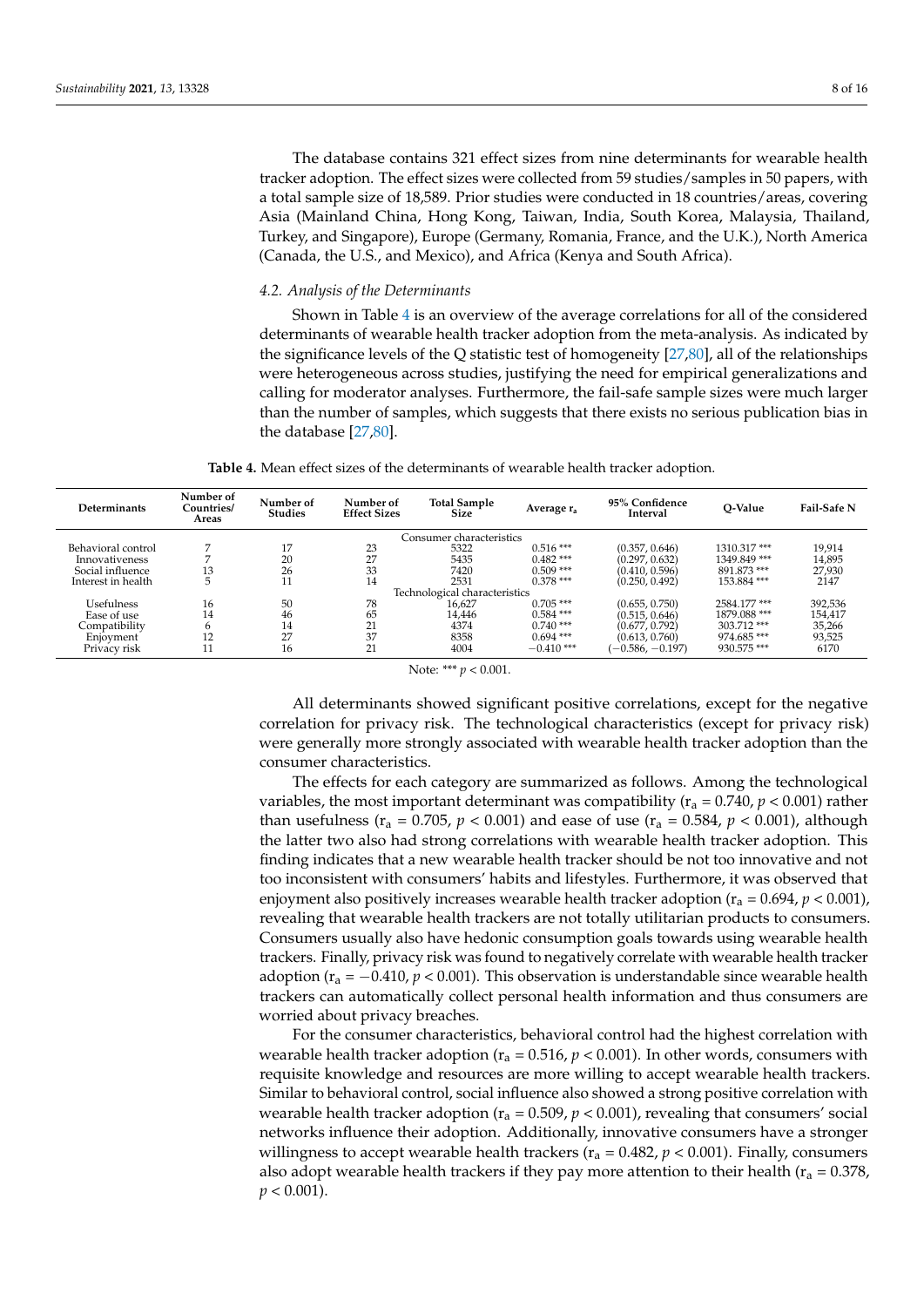The database contains 321 effect sizes from nine determinants for wearable health tracker adoption. The effect sizes were collected from 59 studies/samples in 50 papers, with a total sample size of 18,589. Prior studies were conducted in 18 countries/areas, covering Asia (Mainland China, Hong Kong, Taiwan, India, South Korea, Malaysia, Thailand, Turkey, and Singapore), Europe (Germany, Romania, France, and the U.K.), North America (Canada, the U.S., and Mexico), and Africa (Kenya and South Africa).

### *4.2. Analysis of the Determinants*

Shown in Table 4 is an overview of the average correlations for all of the considered determinants of wearable health tracker adoption from the meta-analysis. As indicated by the significance levels of the Q statistic test of homogeneity [27,80], all of the relationships were heterogeneous across studies, justifying the need for empirical generalizations and calling for moderator analyses. Furthermore, the fail-safe sample sizes were much larger than the number of samples, which suggests that there exists no serious publication bias in the database [27,80].

**Table 4.** Mean effect sizes of the determinants of wearable health tracker adoption.

| Determinants | Number of Countries/Areas | Number of Studies | Number of Effect Sizes | Total Sample Size | Average $r_a$ | 95% Confidence Interval | Q-Value | Fail-Safe N |
|---|---|---|---|---|---|---|---|---|
| Consumer characteristics | | | | | | | | |
| Behavioral control | 7 | 17 | 23 | 5322 | 0.516 *** | (0.357, 0.646) | 1310.317 *** | 19,914 |
| Innovativeness | 7 | 20 | 27 | 5435 | 0.482 *** | (0.297, 0.632) | 1349.849 *** | 14,895 |
| Social influence | 13 | 26 | 33 | 7420 | 0.509 *** | (0.410, 0.596) | 891.873 *** | 27,930 |
| Interest in health | 5 | 11 | 14 | 2531 | 0.378 *** | (0.250, 0.492) | 153.884 *** | 2147 |
| Technological characteristics | | | | | | | | |
| Usefulness | 16 | 50 | 78 | 16,627 | 0.705 *** | (0.655, 0.750) | 2584.177 *** | 392,536 |
| Ease of use | 14 | 46 | 65 | 14,446 | 0.584 *** | (0.515, 0.646) | 1879.088 *** | 154,417 |
| Compatibility | 6 | 14 | 21 | 4374 | 0.740 *** | (0.677, 0.792) | 303.712 *** | 35,266 |
| Enjoyment | 12 | 27 | 37 | 8358 | 0.694 *** | (0.613, 0.760) | 974.685 *** | 93,525 |
| Privacy risk | 11 | 16 | 21 | 4004 | −0.410 *** | (−0.586, −0.197) | 930.575 *** | 6170 |

Note: *** $p < 0.001$.

All determinants showed significant positive correlations, except for the negative correlation for privacy risk. The technological characteristics (except for privacy risk) were generally more strongly associated with wearable health tracker adoption than the consumer characteristics.

The effects for each category are summarized as follows. Among the technological variables, the most important determinant was compatibility ($r_a = 0.740$, $p < 0.001$) rather than usefulness ($r_a = 0.705$, $p < 0.001$) and ease of use ($r_a = 0.584$, $p < 0.001$), although the latter two also had strong correlations with wearable health tracker adoption. This finding indicates that a new wearable health tracker should be not too innovative and not too inconsistent with consumers' habits and lifestyles. Furthermore, it was observed that enjoyment also positively increases wearable health tracker adoption ($r_a = 0.694$, $p < 0.001$), revealing that wearable health trackers are not totally utilitarian products to consumers. Consumers usually also have hedonic consumption goals towards using wearable health trackers. Finally, privacy risk was found to negatively correlate with wearable health tracker adoption ($r_a = -0.410$, $p < 0.001$). This observation is understandable since wearable health trackers can automatically collect personal health information and thus consumers are worried about privacy breaches.

For the consumer characteristics, behavioral control had the highest correlation with wearable health tracker adoption ($r_a = 0.516$, $p < 0.001$). In other words, consumers with requisite knowledge and resources are more willing to accept wearable health trackers. Similar to behavioral control, social influence also showed a strong positive correlation with wearable health tracker adoption ($r_a = 0.509$, $p < 0.001$), revealing that consumers' social networks influence their adoption. Additionally, innovative consumers have a stronger willingness to accept wearable health trackers ($r_a = 0.482$, $p < 0.001$). Finally, consumers also adopt wearable health trackers if they pay more attention to their health ($r_a = 0.378$, $p < 0.001$).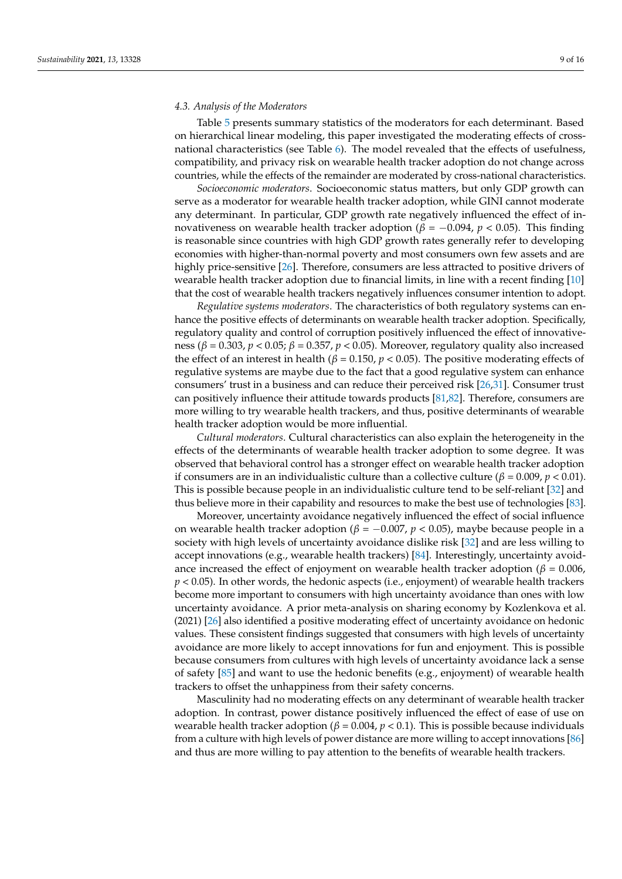### 4.3. Analysis of the Moderators

Table 5 presents summary statistics of the moderators for each determinant. Based on hierarchical linear modeling, this paper investigated the moderating effects of cross-national characteristics (see Table 6). The model revealed that the effects of usefulness, compatibility, and privacy risk on wearable health tracker adoption do not change across countries, while the effects of the remainder are moderated by cross-national characteristics.

*Socioeconomic moderators*. Socioeconomic status matters, but only GDP growth can serve as a moderator for wearable health tracker adoption, while GINI cannot moderate any determinant. In particular, GDP growth rate negatively influenced the effect of innovativeness on wearable health tracker adoption ($\beta = -0.094$, $p < 0.05$). This finding is reasonable since countries with high GDP growth rates generally refer to developing economies with higher-than-normal poverty and most consumers own few assets and are highly price-sensitive [26]. Therefore, consumers are less attracted to positive drivers of wearable health tracker adoption due to financial limits, in line with a recent finding [10] that the cost of wearable health trackers negatively influences consumer intention to adopt.

*Regulative systems moderators*. The characteristics of both regulatory systems can enhance the positive effects of determinants on wearable health tracker adoption. Specifically, regulatory quality and control of corruption positively influenced the effect of innovativeness ($\beta = 0.303$, $p < 0.05$; $\beta = 0.357$, $p < 0.05$). Moreover, regulatory quality also increased the effect of an interest in health ($\beta = 0.150$, $p < 0.05$). The positive moderating effects of regulative systems are maybe due to the fact that a good regulative system can enhance consumers' trust in a business and can reduce their perceived risk [26,31]. Consumer trust can positively influence their attitude towards products [81,82]. Therefore, consumers are more willing to try wearable health trackers, and thus, positive determinants of wearable health tracker adoption would be more influential.

*Cultural moderators*. Cultural characteristics can also explain the heterogeneity in the effects of the determinants of wearable health tracker adoption to some degree. It was observed that behavioral control has a stronger effect on wearable health tracker adoption if consumers are in an individualistic culture than a collective culture ($\beta = 0.009$, $p < 0.01$). This is possible because people in an individualistic culture tend to be self-reliant [32] and thus believe more in their capability and resources to make the best use of technologies [83].

Moreover, uncertainty avoidance negatively influenced the effect of social influence on wearable health tracker adoption ($\beta = -0.007$, $p < 0.05$), maybe because people in a society with high levels of uncertainty avoidance dislike risk [32] and are less willing to accept innovations (e.g., wearable health trackers) [84]. Interestingly, uncertainty avoidance increased the effect of enjoyment on wearable health tracker adoption ($\beta = 0.006$, $p < 0.05$). In other words, the hedonic aspects (i.e., enjoyment) of wearable health trackers become more important to consumers with high uncertainty avoidance than ones with low uncertainty avoidance. A prior meta-analysis on sharing economy by Kozlenkova et al. (2021) [26] also identified a positive moderating effect of uncertainty avoidance on hedonic values. These consistent findings suggested that consumers with high levels of uncertainty avoidance are more likely to accept innovations for fun and enjoyment. This is possible because consumers from cultures with high levels of uncertainty avoidance lack a sense of safety [85] and want to use the hedonic benefits (e.g., enjoyment) of wearable health trackers to offset the unhappiness from their safety concerns.

Masculinity had no moderating effects on any determinant of wearable health tracker adoption. In contrast, power distance positively influenced the effect of ease of use on wearable health tracker adoption ($\beta = 0.004$, $p < 0.1$). This is possible because individuals from a culture with high levels of power distance are more willing to accept innovations [86] and thus are more willing to pay attention to the benefits of wearable health trackers.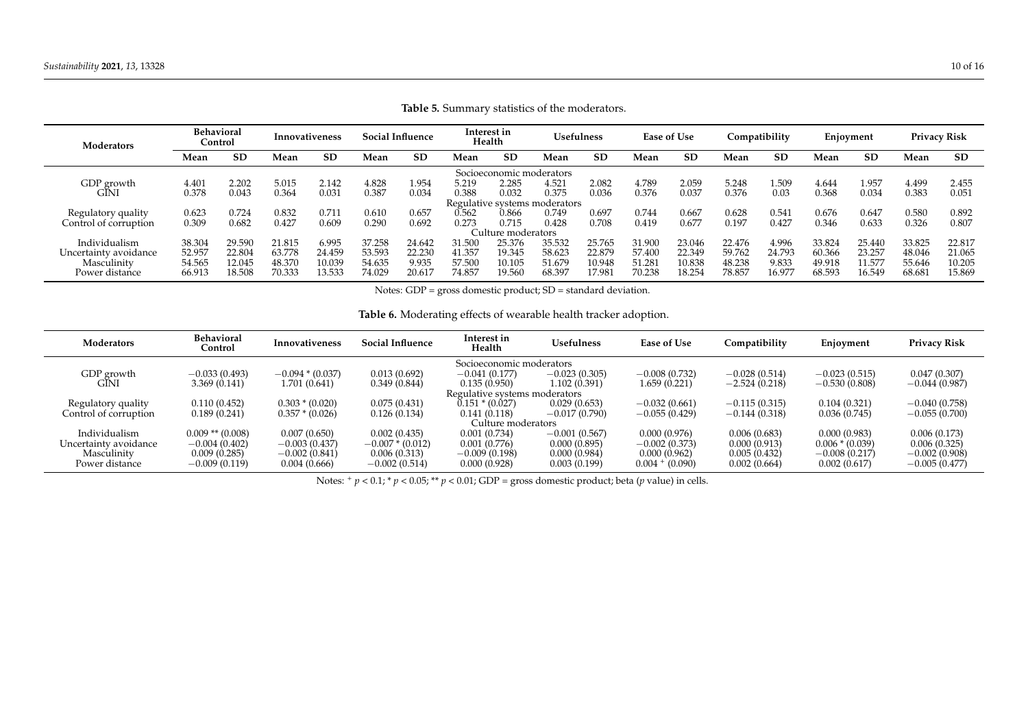**Table 5.** Summary statistics of the moderators.

| Moderators | Behavioral Control | | Innovativeness | | Social Influence | | Interest in Health | | Usefulness | | Ease of Use | | Compatibility | | Enjoyment | | Privacy Risk | |
|---|---|---|---|---|---|---|---|---|---|---|---|---|---|---|---|---|---|---|
| | Mean | SD | Mean | SD | Mean | SD | Mean | SD | Mean | SD | Mean | SD | Mean | SD | Mean | SD | Mean | SD |
| Socioeconomic moderators | | | | | | | | | | | | | | | | | | |
| GDP growth | 4.401 | 2.202 | 5.015 | 2.142 | 4.828 | 1.954 | 5.219 | 2.285 | 4.521 | 2.082 | 4.789 | 2.059 | 5.248 | 1.509 | 4.644 | 1.957 | 4.499 | 2.455 |
| GINI | 0.378 | 0.043 | 0.364 | 0.031 | 0.387 | 0.034 | 0.388 | 0.032 | 0.375 | 0.036 | 0.376 | 0.037 | 0.376 | 0.03 | 0.368 | 0.034 | 0.383 | 0.051 |
| Regulative systems moderators | | | | | | | | | | | | | | | | | | |
| Regulatory quality | 0.623 | 0.724 | 0.832 | 0.711 | 0.610 | 0.657 | 0.562 | 0.866 | 0.749 | 0.697 | 0.744 | 0.667 | 0.628 | 0.541 | 0.676 | 0.647 | 0.580 | 0.892 |
| Control of corruption | 0.309 | 0.682 | 0.427 | 0.609 | 0.290 | 0.692 | 0.273 | 0.715 | 0.428 | 0.708 | 0.419 | 0.677 | 0.197 | 0.427 | 0.346 | 0.633 | 0.326 | 0.807 |
| Culture moderators | | | | | | | | | | | | | | | | | | |
| Individualism | 38.304 | 29.590 | 21.815 | 6.995 | 37.258 | 24.642 | 31.500 | 25.376 | 35.532 | 25.765 | 31.900 | 23.046 | 22.476 | 4.996 | 33.824 | 25.440 | 33.825 | 22.817 |
| Uncertainty avoidance | 52.957 | 22.804 | 63.778 | 24.459 | 53.593 | 22.230 | 41.357 | 19.345 | 58.623 | 22.879 | 57.400 | 22.349 | 59.762 | 24.793 | 60.366 | 23.257 | 48.046 | 21.065 |
| Masculinity | 54.565 | 12.045 | 48.370 | 10.039 | 54.635 | 9.935 | 57.500 | 10.105 | 51.679 | 10.948 | 51.281 | 10.838 | 48.238 | 9.833 | 49.918 | 11.577 | 55.646 | 10.205 |
| Power distance | 66.913 | 18.508 | 70.333 | 13.533 | 74.029 | 20.617 | 74.857 | 19.560 | 68.397 | 17.981 | 70.238 | 18.254 | 78.857 | 16.977 | 68.593 | 16.549 | 68.681 | 15.869 |

Notes: GDP = gross domestic product; SD = standard deviation.

**Table 6.** Moderating effects of wearable health tracker adoption.

| Moderators | Behavioral Control | Innovativeness | Social Influence | Interest in Health | Usefulness | Ease of Use | Compatibility | Enjoyment | Privacy Risk |
|---|---|---|---|---|---|---|---|---|---|
| Socioeconomic moderators | | | | | | | | | |
| GDP growth | −0.033 (0.493) | −0.094 * (0.037) | 0.013 (0.692) | −0.041 (0.177) | −0.023 (0.305) | −0.008 (0.732) | −0.028 (0.514) | −0.023 (0.515) | 0.047 (0.307) |
| GINI | 3.369 (0.141) | 1.701 (0.641) | 0.349 (0.844) | 0.135 (0.950) | 1.102 (0.391) | 1.659 (0.221) | −2.524 (0.218) | −0.530 (0.808) | −0.044 (0.987) |
| Regulative systems moderators | | | | | | | | | |
| Regulatory quality | 0.110 (0.452) | 0.303 * (0.020) | 0.075 (0.431) | 0.151 * (0.027) | 0.029 (0.653) | −0.032 (0.661) | −0.115 (0.315) | 0.104 (0.321) | −0.040 (0.758) |
| Control of corruption | 0.189 (0.241) | 0.357 * (0.026) | 0.126 (0.134) | 0.141 (0.118) | −0.017 (0.790) | −0.055 (0.429) | −0.144 (0.318) | 0.036 (0.745) | −0.055 (0.700) |
| Culture moderators | | | | | | | | | |
| Individualism | 0.009 ** (0.008) | 0.007 (0.650) | 0.002 (0.435) | 0.001 (0.734) | −0.001 (0.567) | 0.000 (0.976) | 0.006 (0.683) | 0.000 (0.983) | 0.006 (0.173) |
| Uncertainty avoidance | −0.004 (0.402) | −0.003 (0.437) | −0.007 * (0.012) | 0.001 (0.776) | 0.000 (0.895) | −0.002 (0.373) | 0.000 (0.913) | 0.006 * (0.039) | 0.006 (0.325) |
| Masculinity | 0.009 (0.285) | −0.002 (0.841) | 0.006 (0.313) | −0.009 (0.198) | 0.000 (0.984) | 0.000 (0.962) | 0.005 (0.432) | −0.008 (0.217) | −0.002 (0.908) |
| Power distance | −0.009 (0.119) | 0.004 (0.666) | −0.002 (0.514) | 0.000 (0.928) | 0.003 (0.199) | 0.004 + (0.090) | 0.002 (0.664) | 0.002 (0.617) | −0.005 (0.477) |

Notes: + $p < 0.1$; * $p < 0.05$; ** $p < 0.01$; GDP = gross domestic product; beta (*p* value) in cells.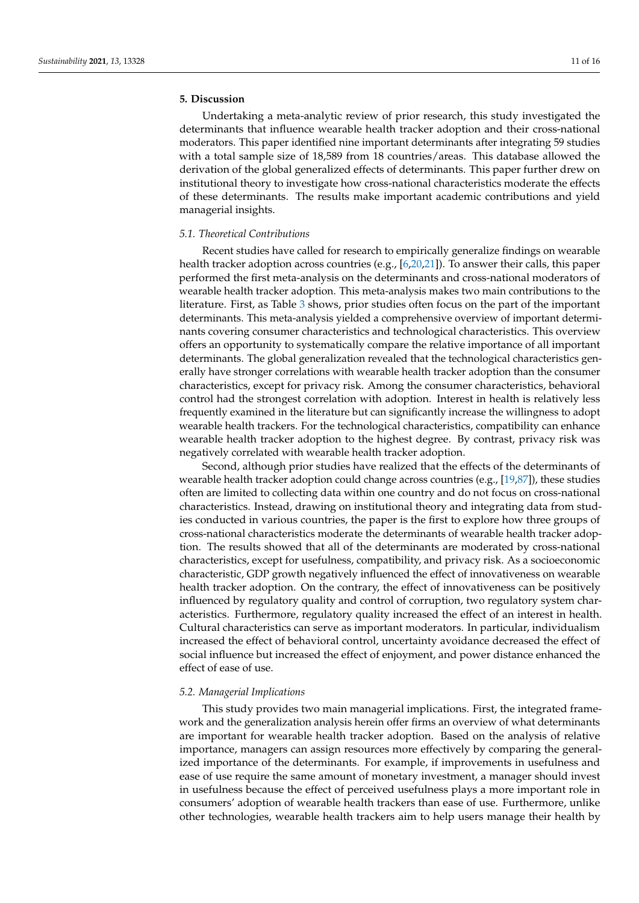## 5. Discussion

Undertaking a meta-analytic review of prior research, this study investigated the determinants that influence wearable health tracker adoption and their cross-national moderators. This paper identified nine important determinants after integrating 59 studies with a total sample size of 18,589 from 18 countries/areas. This database allowed the derivation of the global generalized effects of determinants. This paper further drew on institutional theory to investigate how cross-national characteristics moderate the effects of these determinants. The results make important academic contributions and yield managerial insights.

### *5.1. Theoretical Contributions*

Recent studies have called for research to empirically generalize findings on wearable health tracker adoption across countries (e.g., [6,20,21]). To answer their calls, this paper performed the first meta-analysis on the determinants and cross-national moderators of wearable health tracker adoption. This meta-analysis makes two main contributions to the literature. First, as Table 3 shows, prior studies often focus on the part of the important determinants. This meta-analysis yielded a comprehensive overview of important determinants covering consumer characteristics and technological characteristics. This overview offers an opportunity to systematically compare the relative importance of all important determinants. The global generalization revealed that the technological characteristics generally have stronger correlations with wearable health tracker adoption than the consumer characteristics, except for privacy risk. Among the consumer characteristics, behavioral control had the strongest correlation with adoption. Interest in health is relatively less frequently examined in the literature but can significantly increase the willingness to adopt wearable health trackers. For the technological characteristics, compatibility can enhance wearable health tracker adoption to the highest degree. By contrast, privacy risk was negatively correlated with wearable health tracker adoption.

Second, although prior studies have realized that the effects of the determinants of wearable health tracker adoption could change across countries (e.g., [19,87]), these studies often are limited to collecting data within one country and do not focus on cross-national characteristics. Instead, drawing on institutional theory and integrating data from studies conducted in various countries, the paper is the first to explore how three groups of cross-national characteristics moderate the determinants of wearable health tracker adoption. The results showed that all of the determinants are moderated by cross-national characteristics, except for usefulness, compatibility, and privacy risk. As a socioeconomic characteristic, GDP growth negatively influenced the effect of innovativeness on wearable health tracker adoption. On the contrary, the effect of innovativeness can be positively influenced by regulatory quality and control of corruption, two regulatory system characteristics. Furthermore, regulatory quality increased the effect of an interest in health. Cultural characteristics can serve as important moderators. In particular, individualism increased the effect of behavioral control, uncertainty avoidance decreased the effect of social influence but increased the effect of enjoyment, and power distance enhanced the effect of ease of use.

### *5.2. Managerial Implications*

This study provides two main managerial implications. First, the integrated framework and the generalization analysis herein offer firms an overview of what determinants are important for wearable health tracker adoption. Based on the analysis of relative importance, managers can assign resources more effectively by comparing the generalized importance of the determinants. For example, if improvements in usefulness and ease of use require the same amount of monetary investment, a manager should invest in usefulness because the effect of perceived usefulness plays a more important role in consumers' adoption of wearable health trackers than ease of use. Furthermore, unlike other technologies, wearable health trackers aim to help users manage their health by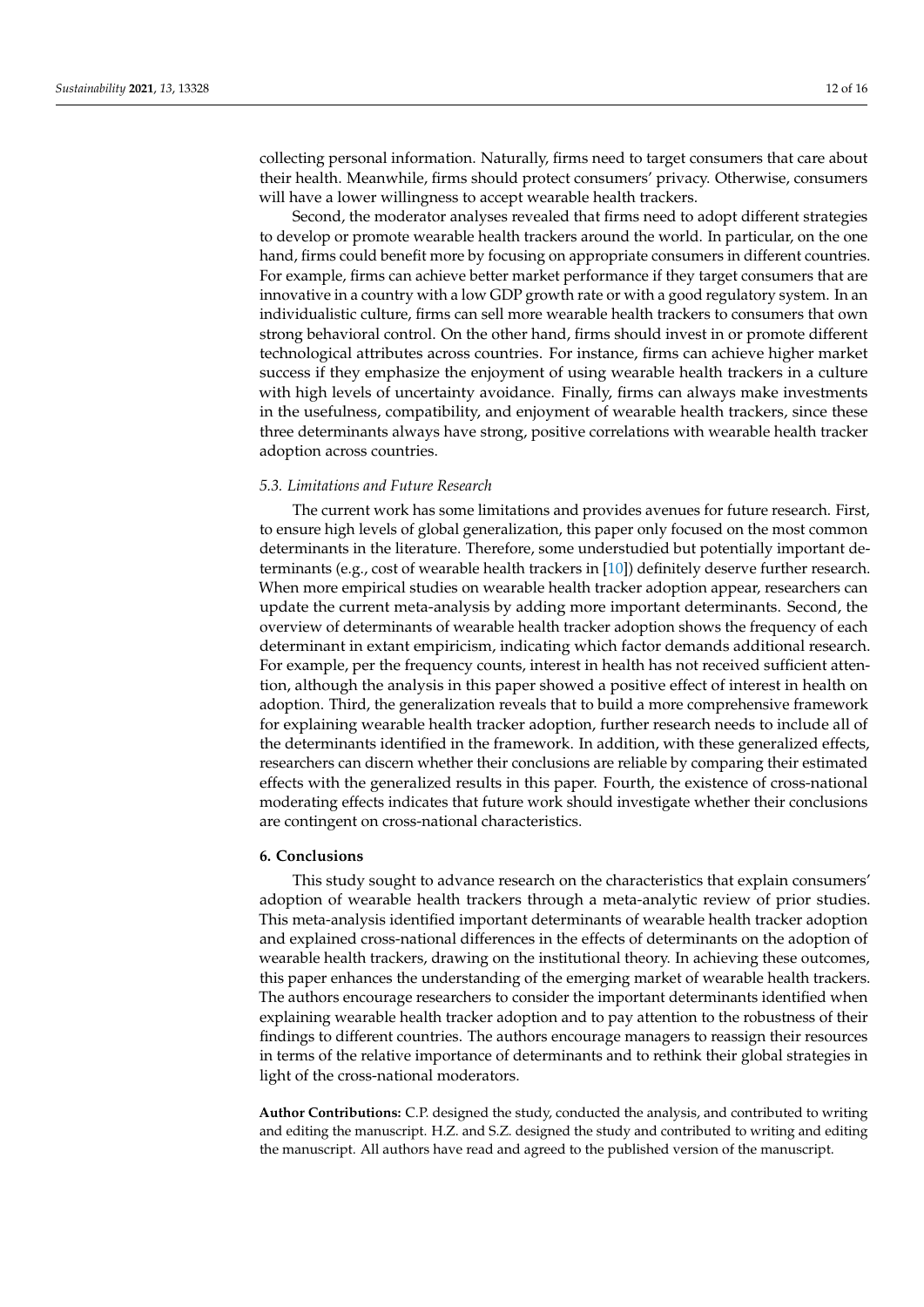collecting personal information. Naturally, firms need to target consumers that care about their health. Meanwhile, firms should protect consumers' privacy. Otherwise, consumers will have a lower willingness to accept wearable health trackers.

Second, the moderator analyses revealed that firms need to adopt different strategies to develop or promote wearable health trackers around the world. In particular, on the one hand, firms could benefit more by focusing on appropriate consumers in different countries. For example, firms can achieve better market performance if they target consumers that are innovative in a country with a low GDP growth rate or with a good regulatory system. In an individualistic culture, firms can sell more wearable health trackers to consumers that own strong behavioral control. On the other hand, firms should invest in or promote different technological attributes across countries. For instance, firms can achieve higher market success if they emphasize the enjoyment of using wearable health trackers in a culture with high levels of uncertainty avoidance. Finally, firms can always make investments in the usefulness, compatibility, and enjoyment of wearable health trackers, since these three determinants always have strong, positive correlations with wearable health tracker adoption across countries.

### *5.3. Limitations and Future Research*

The current work has some limitations and provides avenues for future research. First, to ensure high levels of global generalization, this paper only focused on the most common determinants in the literature. Therefore, some understudied but potentially important determinants (e.g., cost of wearable health trackers in [10]) definitely deserve further research. When more empirical studies on wearable health tracker adoption appear, researchers can update the current meta-analysis by adding more important determinants. Second, the overview of determinants of wearable health tracker adoption shows the frequency of each determinant in extant empiricism, indicating which factor demands additional research. For example, per the frequency counts, interest in health has not received sufficient attention, although the analysis in this paper showed a positive effect of interest in health on adoption. Third, the generalization reveals that to build a more comprehensive framework for explaining wearable health tracker adoption, further research needs to include all of the determinants identified in the framework. In addition, with these generalized effects, researchers can discern whether their conclusions are reliable by comparing their estimated effects with the generalized results in this paper. Fourth, the existence of cross-national moderating effects indicates that future work should investigate whether their conclusions are contingent on cross-national characteristics.

## **6. Conclusions**

This study sought to advance research on the characteristics that explain consumers' adoption of wearable health trackers through a meta-analytic review of prior studies. This meta-analysis identified important determinants of wearable health tracker adoption and explained cross-national differences in the effects of determinants on the adoption of wearable health trackers, drawing on the institutional theory. In achieving these outcomes, this paper enhances the understanding of the emerging market of wearable health trackers. The authors encourage researchers to consider the important determinants identified when explaining wearable health tracker adoption and to pay attention to the robustness of their findings to different countries. The authors encourage managers to reassign their resources in terms of the relative importance of determinants and to rethink their global strategies in light of the cross-national moderators.

**Author Contributions:** C.P. designed the study, conducted the analysis, and contributed to writing and editing the manuscript. H.Z. and S.Z. designed the study and contributed to writing and editing the manuscript. All authors have read and agreed to the published version of the manuscript.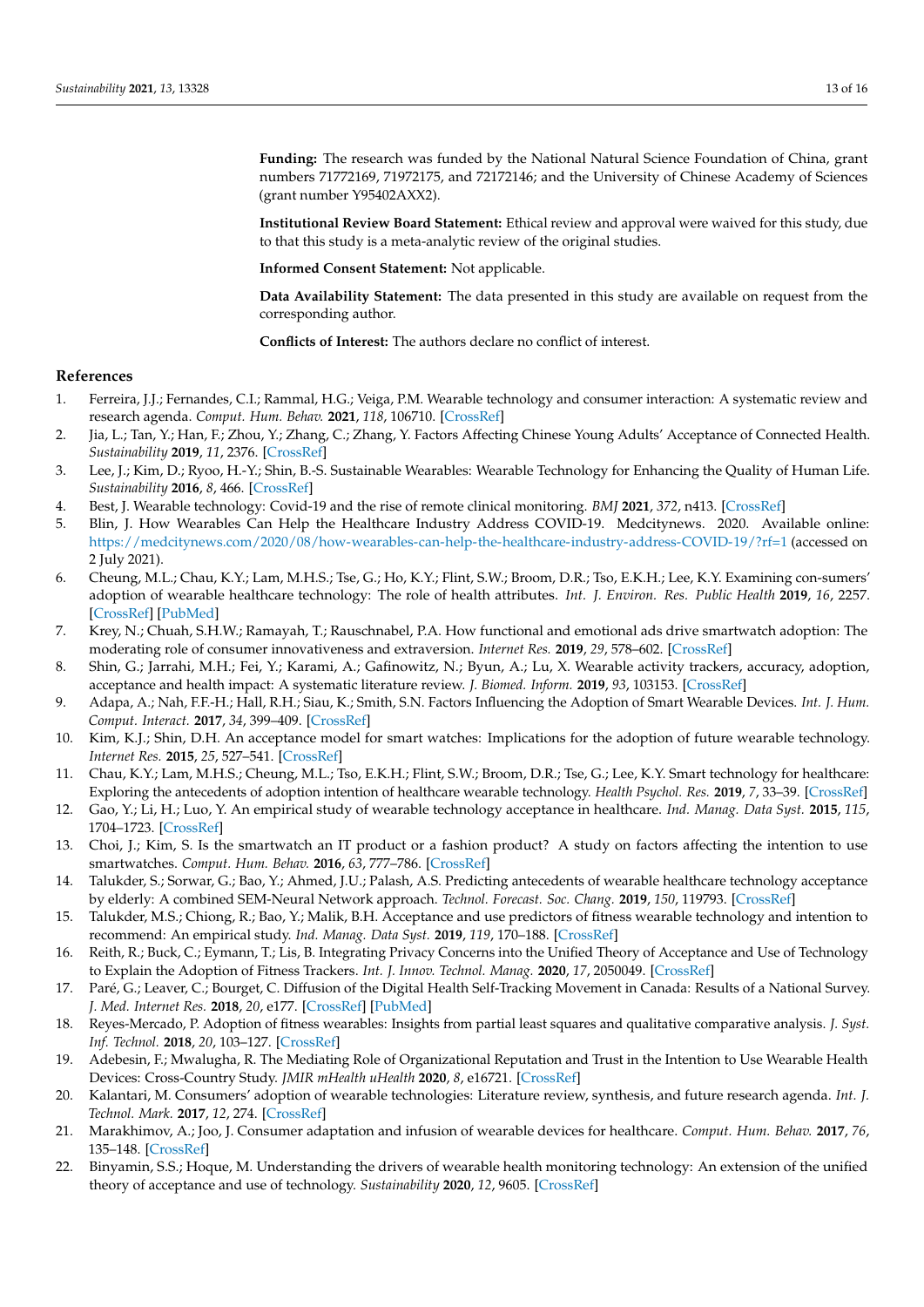**Funding:** The research was funded by the National Natural Science Foundation of China, grant numbers 71772169, 71972175, and 72172146; and the University of Chinese Academy of Sciences (grant number Y95402AXX2).

**Institutional Review Board Statement:** Ethical review and approval were waived for this study, due to that this study is a meta-analytic review of the original studies.

**Informed Consent Statement:** Not applicable.

**Data Availability Statement:** The data presented in this study are available on request from the corresponding author.

**Conflicts of Interest:** The authors declare no conflict of interest.

## References

1. Ferreira, J.J.; Fernandes, C.I.; Rammal, H.G.; Veiga, P.M. Wearable technology and consumer interaction: A systematic review and research agenda. *Comput. Hum. Behav.* **2021**, *118*, 106710. [CrossRef]
2. Jia, L.; Tan, Y.; Han, F.; Zhou, Y.; Zhang, C.; Zhang, Y. Factors Affecting Chinese Young Adults' Acceptance of Connected Health. *Sustainability* **2019**, *11*, 2376. [CrossRef]
3. Lee, J.; Kim, D.; Ryoo, H.-Y.; Shin, B.-S. Sustainable Wearables: Wearable Technology for Enhancing the Quality of Human Life. *Sustainability* **2016**, *8*, 466. [CrossRef]
4. Best, J. Wearable technology: Covid-19 and the rise of remote clinical monitoring. *BMJ* **2021**, *372*, n413. [CrossRef]
5. Blin, J. How Wearables Can Help the Healthcare Industry Address COVID-19. Medcitynews. 2020. Available online: https://medcitynews.com/2020/08/how-wearables-can-help-the-healthcare-industry-address-COVID-19/?rf=1 (accessed on 2 July 2021).
6. Cheung, M.L.; Chau, K.Y.; Lam, M.H.S.; Tse, G.; Ho, K.Y.; Flint, S.W.; Broom, D.R.; Tso, E.K.H.; Lee, K.Y. Examining con-sumers' adoption of wearable healthcare technology: The role of health attributes. *Int. J. Environ. Res. Public Health* **2019**, *16*, 2257. [CrossRef] [PubMed]
7. Krey, N.; Chuah, S.H.W.; Ramayah, T.; Rauschnabel, P.A. How functional and emotional ads drive smartwatch adoption: The moderating role of consumer innovativeness and extraversion. *Internet Res.* **2019**, *29*, 578–602. [CrossRef]
8. Shin, G.; Jarrahi, M.H.; Fei, Y.; Karami, A.; Gafinowitz, N.; Byun, A.; Lu, X. Wearable activity trackers, accuracy, adoption, acceptance and health impact: A systematic literature review. *J. Biomed. Inform.* **2019**, *93*, 103153. [CrossRef]
9. Adapa, A.; Nah, F.F.-H.; Hall, R.H.; Siau, K.; Smith, S.N. Factors Influencing the Adoption of Smart Wearable Devices. *Int. J. Hum. Comput. Interact.* **2017**, *34*, 399–409. [CrossRef]
10. Kim, K.J.; Shin, D.H. An acceptance model for smart watches: Implications for the adoption of future wearable technology. *Internet Res.* **2015**, *25*, 527–541. [CrossRef]
11. Chau, K.Y.; Lam, M.H.S.; Cheung, M.L.; Tso, E.K.H.; Flint, S.W.; Broom, D.R.; Tse, G.; Lee, K.Y. Smart technology for healthcare: Exploring the antecedents of adoption intention of healthcare wearable technology. *Health Psychol. Res.* **2019**, *7*, 33–39. [CrossRef]
12. Gao, Y.; Li, H.; Luo, Y. An empirical study of wearable technology acceptance in healthcare. *Ind. Manag. Data Syst.* **2015**, *115*, 1704–1723. [CrossRef]
13. Choi, J.; Kim, S. Is the smartwatch an IT product or a fashion product? A study on factors affecting the intention to use smartwatches. *Comput. Hum. Behav.* **2016**, *63*, 777–786. [CrossRef]
14. Talukder, S.; Sorwar, G.; Bao, Y.; Ahmed, J.U.; Palash, A.S. Predicting antecedents of wearable healthcare technology acceptance by elderly: A combined SEM-Neural Network approach. *Technol. Forecast. Soc. Chang.* **2019**, *150*, 119793. [CrossRef]
15. Talukder, M.S.; Chiong, R.; Bao, Y.; Malik, B.H. Acceptance and use predictors of fitness wearable technology and intention to recommend: An empirical study. *Ind. Manag. Data Syst.* **2019**, *119*, 170–188. [CrossRef]
16. Reith, R.; Buck, C.; Eymann, T.; Lis, B. Integrating Privacy Concerns into the Unified Theory of Acceptance and Use of Technology to Explain the Adoption of Fitness Trackers. *Int. J. Innov. Technol. Manag.* **2020**, *17*, 2050049. [CrossRef]
17. Paré, G.; Leaver, C.; Bourget, C. Diffusion of the Digital Health Self-Tracking Movement in Canada: Results of a National Survey. *J. Med. Internet Res.* **2018**, *20*, e177. [CrossRef] [PubMed]
18. Reyes-Mercado, P. Adoption of fitness wearables: Insights from partial least squares and qualitative comparative analysis. *J. Syst. Inf. Technol.* **2018**, *20*, 103–127. [CrossRef]
19. Adebesin, F.; Mwalugha, R. The Mediating Role of Organizational Reputation and Trust in the Intention to Use Wearable Health Devices: Cross-Country Study. *JMIR mHealth uHealth* **2020**, *8*, e16721. [CrossRef]
20. Kalantari, M. Consumers' adoption of wearable technologies: Literature review, synthesis, and future research agenda. *Int. J. Technol. Mark.* **2017**, *12*, 274. [CrossRef]
21. Marakhimov, A.; Joo, J. Consumer adaptation and infusion of wearable devices for healthcare. *Comput. Hum. Behav.* **2017**, *76*, 135–148. [CrossRef]
22. Binyamin, S.S.; Hoque, M. Understanding the drivers of wearable health monitoring technology: An extension of the unified theory of acceptance and use of technology. *Sustainability* **2020**, *12*, 9605. [CrossRef]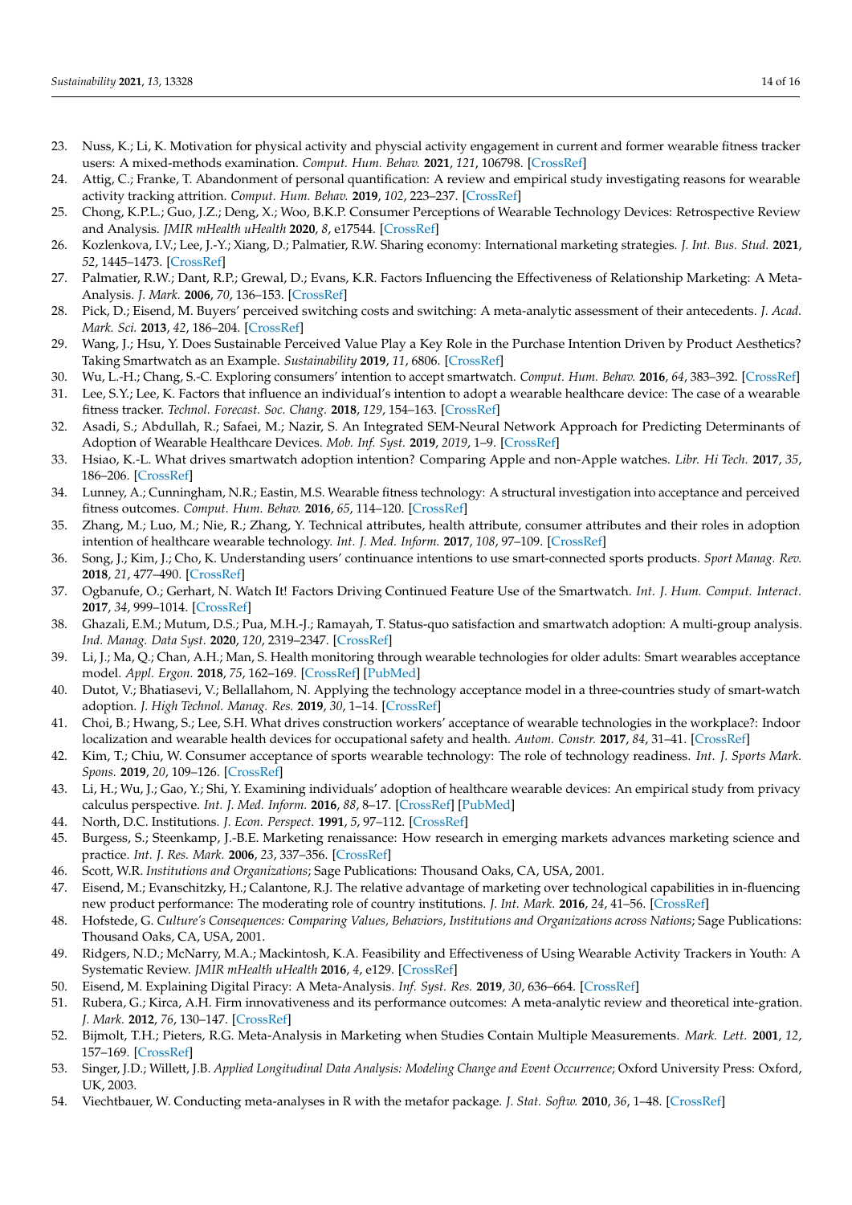23. Nuss, K.; Li, K. Motivation for physical activity and physcial activity engagement in current and former wearable fitness tracker users: A mixed-methods examination. *Comput. Hum. Behav.* **2021**, *121*, 106798. [CrossRef]
24. Attig, C.; Franke, T. Abandonment of personal quantification: A review and empirical study investigating reasons for wearable activity tracking attrition. *Comput. Hum. Behav.* **2019**, *102*, 223–237. [CrossRef]
25. Chong, K.P.L.; Guo, J.Z.; Deng, X.; Woo, B.K.P. Consumer Perceptions of Wearable Technology Devices: Retrospective Review and Analysis. *JMIR mHealth uHealth* **2020**, *8*, e17544. [CrossRef]
26. Kozlenkova, I.V.; Lee, J.-Y.; Xiang, D.; Palmatier, R.W. Sharing economy: International marketing strategies. *J. Int. Bus. Stud.* **2021**, *52*, 1445–1473. [CrossRef]
27. Palmatier, R.W.; Dant, R.P.; Grewal, D.; Evans, K.R. Factors Influencing the Effectiveness of Relationship Marketing: A Meta-Analysis. *J. Mark.* **2006**, *70*, 136–153. [CrossRef]
28. Pick, D.; Eisend, M. Buyers' perceived switching costs and switching: A meta-analytic assessment of their antecedents. *J. Acad. Mark. Sci.* **2013**, *42*, 186–204. [CrossRef]
29. Wang, J.; Hsu, Y. Does Sustainable Perceived Value Play a Key Role in the Purchase Intention Driven by Product Aesthetics? Taking Smartwatch as an Example. *Sustainability* **2019**, *11*, 6806. [CrossRef]
30. Wu, L.-H.; Chang, S.-C. Exploring consumers' intention to accept smartwatch. *Comput. Hum. Behav.* **2016**, *64*, 383–392. [CrossRef]
31. Lee, S.Y.; Lee, K. Factors that influence an individual's intention to adopt a wearable healthcare device: The case of a wearable fitness tracker. *Technol. Forecast. Soc. Chang.* **2018**, *129*, 154–163. [CrossRef]
32. Asadi, S.; Abdullah, R.; Safaei, M.; Nazir, S. An Integrated SEM-Neural Network Approach for Predicting Determinants of Adoption of Wearable Healthcare Devices. *Mob. Inf. Syst.* **2019**, *2019*, 1–9. [CrossRef]
33. Hsiao, K.-L. What drives smartwatch adoption intention? Comparing Apple and non-Apple watches. *Libr. Hi Tech.* **2017**, *35*, 186–206. [CrossRef]
34. Lunney, A.; Cunningham, N.R.; Eastin, M.S. Wearable fitness technology: A structural investigation into acceptance and perceived fitness outcomes. *Comput. Hum. Behav.* **2016**, *65*, 114–120. [CrossRef]
35. Zhang, M.; Luo, M.; Nie, R.; Zhang, Y. Technical attributes, health attribute, consumer attributes and their roles in adoption intention of healthcare wearable technology. *Int. J. Med. Inform.* **2017**, *108*, 97–109. [CrossRef]
36. Song, J.; Kim, J.; Cho, K. Understanding users' continuance intentions to use smart-connected sports products. *Sport Manag. Rev.* **2018**, *21*, 477–490. [CrossRef]
37. Ogbanufe, O.; Gerhart, N. Watch It! Factors Driving Continued Feature Use of the Smartwatch. *Int. J. Hum. Comput. Interact.* **2017**, *34*, 999–1014. [CrossRef]
38. Ghazali, E.M.; Mutum, D.S.; Pua, M.H.-J.; Ramayah, T. Status-quo satisfaction and smartwatch adoption: A multi-group analysis. *Ind. Manag. Data Syst.* **2020**, *120*, 2319–2347. [CrossRef]
39. Li, J.; Ma, Q.; Chan, A.H.; Man, S. Health monitoring through wearable technologies for older adults: Smart wearables acceptance model. *Appl. Ergon.* **2018**, *75*, 162–169. [CrossRef] [PubMed]
40. Dutot, V.; Bhatiasevi, V.; Bellallahom, N. Applying the technology acceptance model in a three-countries study of smart-watch adoption. *J. High Technol. Manag. Res.* **2019**, *30*, 1–14. [CrossRef]
41. Choi, B.; Hwang, S.; Lee, S.H. What drives construction workers' acceptance of wearable technologies in the workplace?: Indoor localization and wearable health devices for occupational safety and health. *Autom. Constr.* **2017**, *84*, 31–41. [CrossRef]
42. Kim, T.; Chiu, W. Consumer acceptance of sports wearable technology: The role of technology readiness. *Int. J. Sports Mark. Spons.* **2019**, *20*, 109–126. [CrossRef]
43. Li, H.; Wu, J.; Gao, Y.; Shi, Y. Examining individuals' adoption of healthcare wearable devices: An empirical study from privacy calculus perspective. *Int. J. Med. Inform.* **2016**, *88*, 8–17. [CrossRef] [PubMed]
44. North, D.C. Institutions. *J. Econ. Perspect.* **1991**, *5*, 97–112. [CrossRef]
45. Burgess, S.; Steenkamp, J.-B.E. Marketing renaissance: How research in emerging markets advances marketing science and practice. *Int. J. Res. Mark.* **2006**, *23*, 337–356. [CrossRef]
46. Scott, W.R. *Institutions and Organizations*; Sage Publications: Thousand Oaks, CA, USA, 2001.
47. Eisend, M.; Evanschitzky, H.; Calantone, R.J. The relative advantage of marketing over technological capabilities in in-fluencing new product performance: The moderating role of country institutions. *J. Int. Mark.* **2016**, *24*, 41–56. [CrossRef]
48. Hofstede, G. *Culture's Consequences: Comparing Values, Behaviors, Institutions and Organizations across Nations*; Sage Publications: Thousand Oaks, CA, USA, 2001.
49. Ridgers, N.D.; McNarry, M.A.; Mackintosh, K.A. Feasibility and Effectiveness of Using Wearable Activity Trackers in Youth: A Systematic Review. *JMIR mHealth uHealth* **2016**, *4*, e129. [CrossRef]
50. Eisend, M. Explaining Digital Piracy: A Meta-Analysis. *Inf. Syst. Res.* **2019**, *30*, 636–664. [CrossRef]
51. Rubera, G.; Kirca, A.H. Firm innovativeness and its performance outcomes: A meta-analytic review and theoretical inte-gration. *J. Mark.* **2012**, *76*, 130–147. [CrossRef]
52. Bijmolt, T.H.; Pieters, R.G. Meta-Analysis in Marketing when Studies Contain Multiple Measurements. *Mark. Lett.* **2001**, *12*, 157–169. [CrossRef]
53. Singer, J.D.; Willett, J.B. *Applied Longitudinal Data Analysis: Modeling Change and Event Occurrence*; Oxford University Press: Oxford, UK, 2003.
54. Viechtbauer, W. Conducting meta-analyses in R with the metafor package. *J. Stat. Softw.* **2010**, *36*, 1–48. [CrossRef]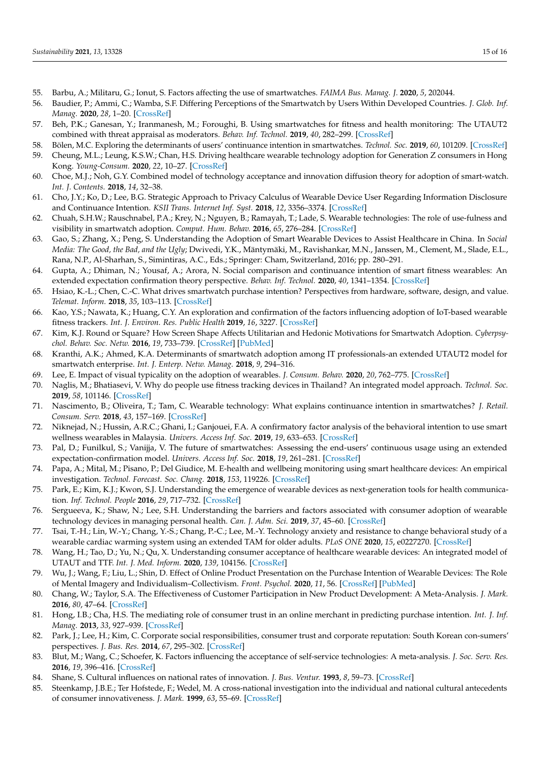55. Barbu, A.; Militaru, G.; Ionut, S. Factors affecting the use of smartwatches. *FAIMA Bus. Manag. J.* **2020**, *5*, 202044.
56. Baudier, P.; Ammi, C.; Wamba, S.F. Differing Perceptions of the Smartwatch by Users Within Developed Countries. *J. Glob. Inf. Manag.* **2020**, *28*, 1–20. [CrossRef]
57. Beh, P.K.; Ganesan, Y.; Iranmanesh, M.; Foroughi, B. Using smartwatches for fitness and health monitoring: The UTAUT2 combined with threat appraisal as moderators. *Behav. Inf. Technol.* **2019**, *40*, 282–299. [CrossRef]
58. Bölen, M.C. Exploring the determinants of users' continuance intention in smartwatches. *Technol. Soc.* **2019**, *60*, 101209. [CrossRef]
59. Cheung, M.L.; Leung, K.S.W.; Chan, H.S. Driving healthcare wearable technology adoption for Generation Z consumers in Hong Kong. *Young-Consum.* **2020**, *22*, 10–27. [CrossRef]
60. Choe, M.J.; Noh, G.Y. Combined model of technology acceptance and innovation diffusion theory for adoption of smart-watch. *Int. J. Contents.* **2018**, *14*, 32–38.
61. Cho, J.Y.; Ko, D.; Lee, B.G. Strategic Approach to Privacy Calculus of Wearable Device User Regarding Information Disclosure and Continuance Intention. *KSII Trans. Internet Inf. Syst.* **2018**, *12*, 3356–3374. [CrossRef]
62. Chuah, S.H.W.; Rauschnabel, P.A.; Krey, N.; Nguyen, B.; Ramayah, T.; Lade, S. Wearable technologies: The role of use-fulness and visibility in smartwatch adoption. *Comput. Hum. Behav.* **2016**, *65*, 276–284. [CrossRef]
63. Gao, S.; Zhang, X.; Peng, S. Understanding the Adoption of Smart Wearable Devices to Assist Healthcare in China. In *Social Media: The Good, the Bad, and the Ugly*; Dwivedi, Y.K., Mäntymäki, M., Ravishankar, M.N., Janssen, M., Clement, M., Slade, E.L., Rana, N.P., Al-Sharhan, S., Simintiras, A.C., Eds.; Springer: Cham, Switzerland, 2016; pp. 280–291.
64. Gupta, A.; Dhiman, N.; Yousaf, A.; Arora, N. Social comparison and continuance intention of smart fitness wearables: An extended expectation confirmation theory perspective. *Behav. Inf. Technol.* **2020**, *40*, 1341–1354. [CrossRef]
65. Hsiao, K.-L.; Chen, C.-C. What drives smartwatch purchase intention? Perspectives from hardware, software, design, and value. *Telemat. Inform.* **2018**, *35*, 103–113. [CrossRef]
66. Kao, Y.S.; Nawata, K.; Huang, C.Y. An exploration and confirmation of the factors influencing adoption of IoT-based wearable fitness trackers. *Int. J. Environ. Res. Public Health* **2019**, *16*, 3227. [CrossRef]
67. Kim, K.J. Round or Square? How Screen Shape Affects Utilitarian and Hedonic Motivations for Smartwatch Adoption. *Cyberpsychol. Behav. Soc. Netw.* **2016**, *19*, 733–739. [CrossRef] [PubMed]
68. Kranthi, A.K.; Ahmed, K.A. Determinants of smartwatch adoption among IT professionals-an extended UTAUT2 model for smartwatch enterprise. *Int. J. Enterp. Netw. Manag.* **2018**, *9*, 294–316.
69. Lee, E. Impact of visual typicality on the adoption of wearables. *J. Consum. Behav.* **2020**, *20*, 762–775. [CrossRef]
70. Naglis, M.; Bhatiasevi, V. Why do people use fitness tracking devices in Thailand? An integrated model approach. *Technol. Soc.* **2019**, *58*, 101146. [CrossRef]
71. Nascimento, B.; Oliveira, T.; Tam, C. Wearable technology: What explains continuance intention in smartwatches? *J. Retail. Consum. Serv.* **2018**, *43*, 157–169. [CrossRef]
72. Niknejad, N.; Hussin, A.R.C.; Ghani, I.; Ganjouei, F.A. A confirmatory factor analysis of the behavioral intention to use smart wellness wearables in Malaysia. *Univers. Access Inf. Soc.* **2019**, *19*, 633–653. [CrossRef]
73. Pal, D.; Funilkul, S.; Vanijja, V. The future of smartwatches: Assessing the end-users' continuous usage using an extended expectation-confirmation model. *Univers. Access Inf. Soc.* **2018**, *19*, 261–281. [CrossRef]
74. Papa, A.; Mital, M.; Pisano, P.; Del Giudice, M. E-health and wellbeing monitoring using smart healthcare devices: An empirical investigation. *Technol. Forecast. Soc. Chang.* **2018**, *153*, 119226. [CrossRef]
75. Park, E.; Kim, K.J.; Kwon, S.J. Understanding the emergence of wearable devices as next-generation tools for health communication. *Inf. Technol. People* **2016**, *29*, 717–732. [CrossRef]
76. Sergueeva, K.; Shaw, N.; Lee, S.H. Understanding the barriers and factors associated with consumer adoption of wearable technology devices in managing personal health. *Can. J. Adm. Sci.* **2019**, *37*, 45–60. [CrossRef]
77. Tsai, T.-H.; Lin, W.-Y.; Chang, Y.-S.; Chang, P.-C.; Lee, M.-Y. Technology anxiety and resistance to change behavioral study of a wearable cardiac warming system using an extended TAM for older adults. *PLoS ONE* **2020**, *15*, e0227270. [CrossRef]
78. Wang, H.; Tao, D.; Yu, N.; Qu, X. Understanding consumer acceptance of healthcare wearable devices: An integrated model of UTAUT and TTF. *Int. J. Med. Inform.* **2020**, *139*, 104156. [CrossRef]
79. Wu, J.; Wang, F.; Liu, L.; Shin, D. Effect of Online Product Presentation on the Purchase Intention of Wearable Devices: The Role of Mental Imagery and Individualism–Collectivism. *Front. Psychol.* **2020**, *11*, 56. [CrossRef] [PubMed]
80. Chang, W.; Taylor, S.A. The Effectiveness of Customer Participation in New Product Development: A Meta-Analysis. *J. Mark.* **2016**, *80*, 47–64. [CrossRef]
81. Hong, I.B.; Cha, H.S. The mediating role of consumer trust in an online merchant in predicting purchase intention. *Int. J. Inf. Manag.* **2013**, *33*, 927–939. [CrossRef]
82. Park, J.; Lee, H.; Kim, C. Corporate social responsibilities, consumer trust and corporate reputation: South Korean con-sumers' perspectives. *J. Bus. Res.* **2014**, *67*, 295–302. [CrossRef]
83. Blut, M.; Wang, C.; Schoefer, K. Factors influencing the acceptance of self-service technologies: A meta-analysis. *J. Soc. Serv. Res.* **2016**, *19*, 396–416. [CrossRef]
84. Shane, S. Cultural influences on national rates of innovation. *J. Bus. Ventur.* **1993**, *8*, 59–73. [CrossRef]
85. Steenkamp, J.B.E.; Ter Hofstede, F.; Wedel, M. A cross-national investigation into the individual and national cultural antecedents of consumer innovativeness. *J. Mark.* **1999**, *63*, 55–69. [CrossRef]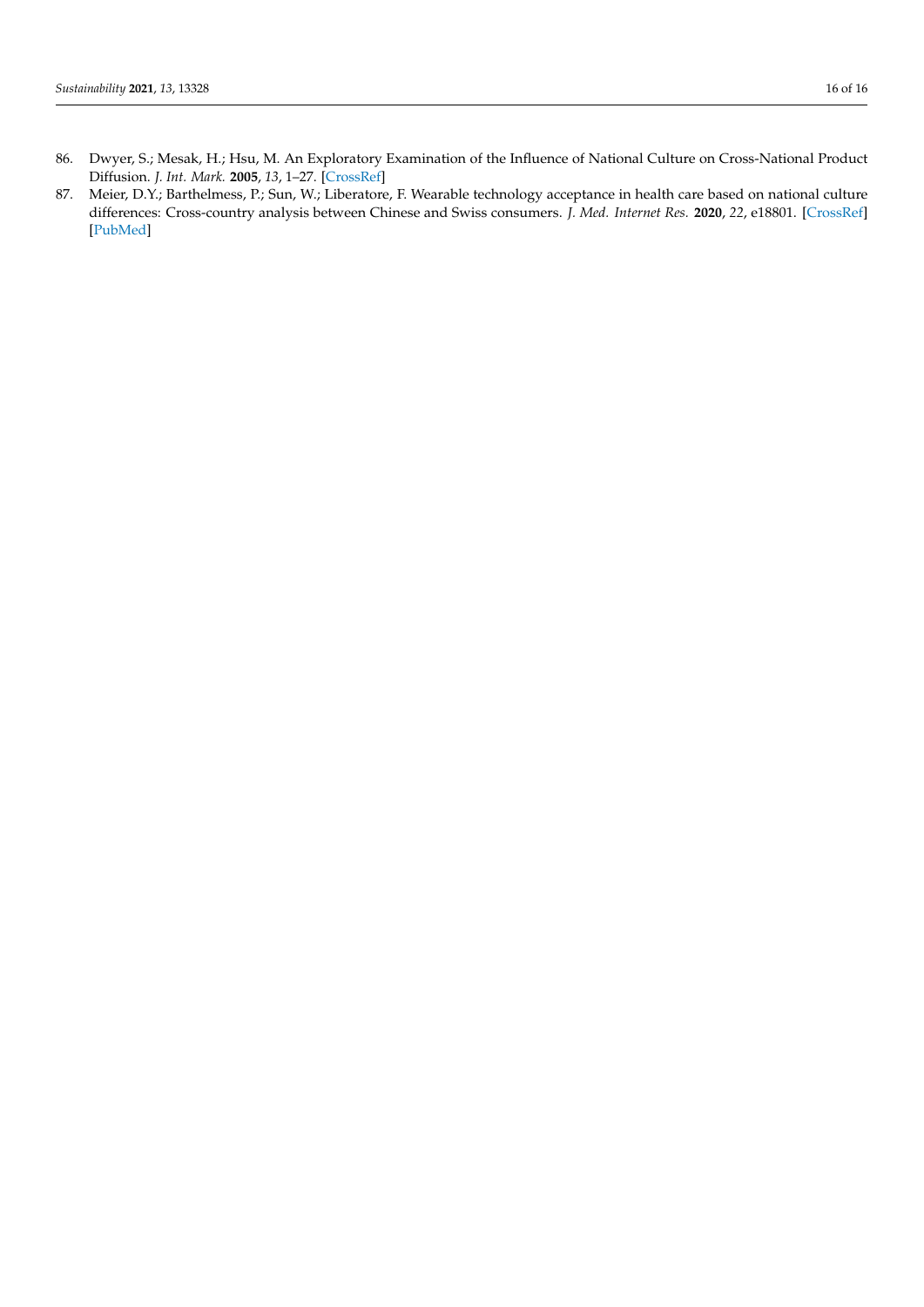86. Dwyer, S.; Mesak, H.; Hsu, M. An Exploratory Examination of the Influence of National Culture on Cross-National Product Diffusion. *J. Int. Mark.* **2005**, *13*, 1–27. [CrossRef]
87. Meier, D.Y.; Barthelmess, P.; Sun, W.; Liberatore, F. Wearable technology acceptance in health care based on national culture differences: Cross-country analysis between Chinese and Swiss consumers. *J. Med. Internet Res.* **2020**, *22*, e18801. [CrossRef] [PubMed]